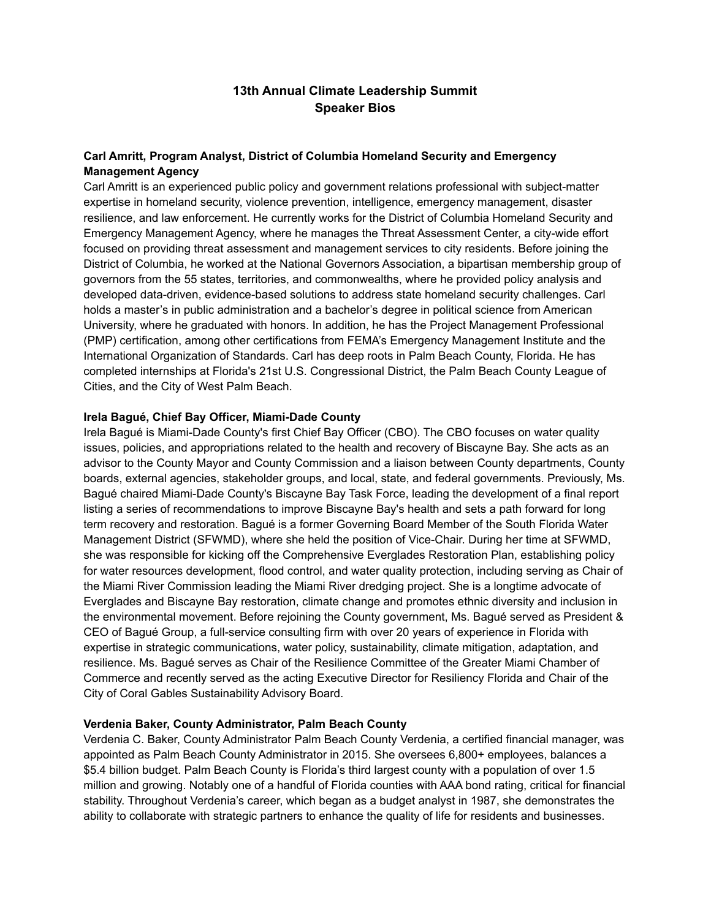# 13th Annual Climate Leadership Summit
# Speaker Bios

**Carl Amritt, Program Analyst, District of Columbia Homeland Security and Emergency Management Agency**

Carl Amritt is an experienced public policy and government relations professional with subject-matter expertise in homeland security, violence prevention, intelligence, emergency management, disaster resilience, and law enforcement. He currently works for the District of Columbia Homeland Security and Emergency Management Agency, where he manages the Threat Assessment Center, a city-wide effort focused on providing threat assessment and management services to city residents. Before joining the District of Columbia, he worked at the National Governors Association, a bipartisan membership group of governors from the 55 states, territories, and commonwealths, where he provided policy analysis and developed data-driven, evidence-based solutions to address state homeland security challenges. Carl holds a master's in public administration and a bachelor's degree in political science from American University, where he graduated with honors. In addition, he has the Project Management Professional (PMP) certification, among other certifications from FEMA's Emergency Management Institute and the International Organization of Standards. Carl has deep roots in Palm Beach County, Florida. He has completed internships at Florida's 21st U.S. Congressional District, the Palm Beach County League of Cities, and the City of West Palm Beach.

**Irela Bagué, Chief Bay Officer, Miami-Dade County**

Irela Bagué is Miami-Dade County's first Chief Bay Officer (CBO). The CBO focuses on water quality issues, policies, and appropriations related to the health and recovery of Biscayne Bay. She acts as an advisor to the County Mayor and County Commission and a liaison between County departments, County boards, external agencies, stakeholder groups, and local, state, and federal governments. Previously, Ms. Bagué chaired Miami-Dade County's Biscayne Bay Task Force, leading the development of a final report listing a series of recommendations to improve Biscayne Bay's health and sets a path forward for long term recovery and restoration. Bagué is a former Governing Board Member of the South Florida Water Management District (SFWMD), where she held the position of Vice-Chair. During her time at SFWMD, she was responsible for kicking off the Comprehensive Everglades Restoration Plan, establishing policy for water resources development, flood control, and water quality protection, including serving as Chair of the Miami River Commission leading the Miami River dredging project. She is a longtime advocate of Everglades and Biscayne Bay restoration, climate change and promotes ethnic diversity and inclusion in the environmental movement. Before rejoining the County government, Ms. Bagué served as President & CEO of Bagué Group, a full-service consulting firm with over 20 years of experience in Florida with expertise in strategic communications, water policy, sustainability, climate mitigation, adaptation, and resilience. Ms. Bagué serves as Chair of the Resilience Committee of the Greater Miami Chamber of Commerce and recently served as the acting Executive Director for Resiliency Florida and Chair of the City of Coral Gables Sustainability Advisory Board.

**Verdenia Baker, County Administrator, Palm Beach County**

Verdenia C. Baker, County Administrator Palm Beach County Verdenia, a certified financial manager, was appointed as Palm Beach County Administrator in 2015. She oversees 6,800+ employees, balances a $5.4 billion budget. Palm Beach County is Florida's third largest county with a population of over 1.5 million and growing. Notably one of a handful of Florida counties with AAA bond rating, critical for financial stability. Throughout Verdenia's career, which began as a budget analyst in 1987, she demonstrates the ability to collaborate with strategic partners to enhance the quality of life for residents and businesses.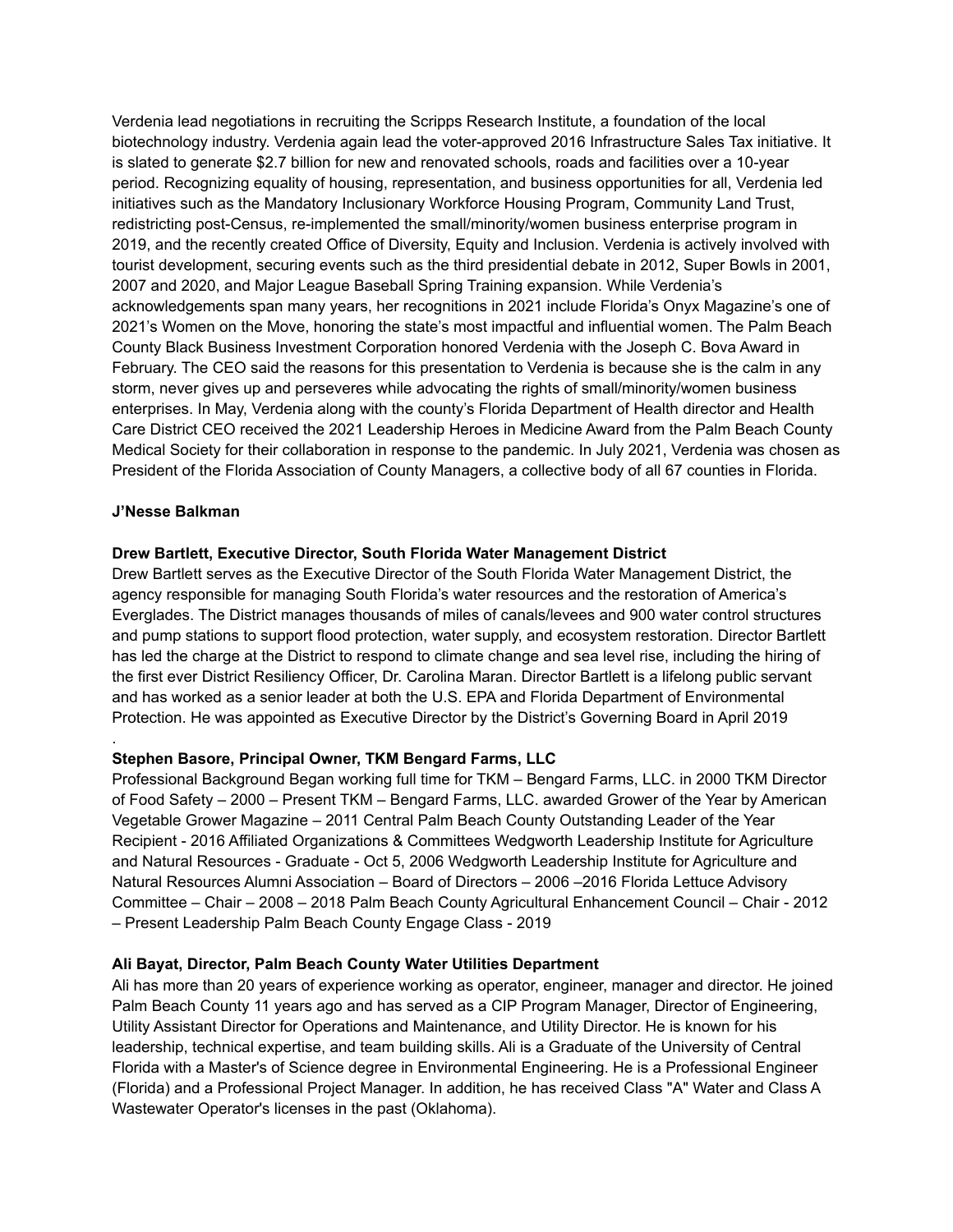Verdenia lead negotiations in recruiting the Scripps Research Institute, a foundation of the local biotechnology industry. Verdenia again lead the voter-approved 2016 Infrastructure Sales Tax initiative. It is slated to generate $2.7 billion for new and renovated schools, roads and facilities over a 10-year period. Recognizing equality of housing, representation, and business opportunities for all, Verdenia led initiatives such as the Mandatory Inclusionary Workforce Housing Program, Community Land Trust, redistricting post-Census, re-implemented the small/minority/women business enterprise program in 2019, and the recently created Office of Diversity, Equity and Inclusion. Verdenia is actively involved with tourist development, securing events such as the third presidential debate in 2012, Super Bowls in 2001, 2007 and 2020, and Major League Baseball Spring Training expansion. While Verdenia's acknowledgements span many years, her recognitions in 2021 include Florida's Onyx Magazine's one of 2021's Women on the Move, honoring the state's most impactful and influential women. The Palm Beach County Black Business Investment Corporation honored Verdenia with the Joseph C. Bova Award in February. The CEO said the reasons for this presentation to Verdenia is because she is the calm in any storm, never gives up and perseveres while advocating the rights of small/minority/women business enterprises. In May, Verdenia along with the county's Florida Department of Health director and Health Care District CEO received the 2021 Leadership Heroes in Medicine Award from the Palm Beach County Medical Society for their collaboration in response to the pandemic. In July 2021, Verdenia was chosen as President of the Florida Association of County Managers, a collective body of all 67 counties in Florida.

**J'Nesse Balkman**

**Drew Bartlett, Executive Director, South Florida Water Management District**

Drew Bartlett serves as the Executive Director of the South Florida Water Management District, the agency responsible for managing South Florida's water resources and the restoration of America's Everglades. The District manages thousands of miles of canals/levees and 900 water control structures and pump stations to support flood protection, water supply, and ecosystem restoration. Director Bartlett has led the charge at the District to respond to climate change and sea level rise, including the hiring of the first ever District Resiliency Officer, Dr. Carolina Maran. Director Bartlett is a lifelong public servant and has worked as a senior leader at both the U.S. EPA and Florida Department of Environmental Protection. He was appointed as Executive Director by the District's Governing Board in April 2019

.

**Stephen Basore, Principal Owner, TKM Bengard Farms, LLC**

Professional Background Began working full time for TKM – Bengard Farms, LLC. in 2000 TKM Director of Food Safety – 2000 – Present TKM – Bengard Farms, LLC. awarded Grower of the Year by American Vegetable Grower Magazine – 2011 Central Palm Beach County Outstanding Leader of the Year Recipient - 2016 Affiliated Organizations & Committees Wedgworth Leadership Institute for Agriculture and Natural Resources - Graduate - Oct 5, 2006 Wedgworth Leadership Institute for Agriculture and Natural Resources Alumni Association – Board of Directors – 2006 –2016 Florida Lettuce Advisory Committee – Chair – 2008 – 2018 Palm Beach County Agricultural Enhancement Council – Chair - 2012 – Present Leadership Palm Beach County Engage Class - 2019

**Ali Bayat, Director, Palm Beach County Water Utilities Department**

Ali has more than 20 years of experience working as operator, engineer, manager and director. He joined Palm Beach County 11 years ago and has served as a CIP Program Manager, Director of Engineering, Utility Assistant Director for Operations and Maintenance, and Utility Director. He is known for his leadership, technical expertise, and team building skills. Ali is a Graduate of the University of Central Florida with a Master's of Science degree in Environmental Engineering. He is a Professional Engineer (Florida) and a Professional Project Manager. In addition, he has received Class "A" Water and Class A Wastewater Operator's licenses in the past (Oklahoma).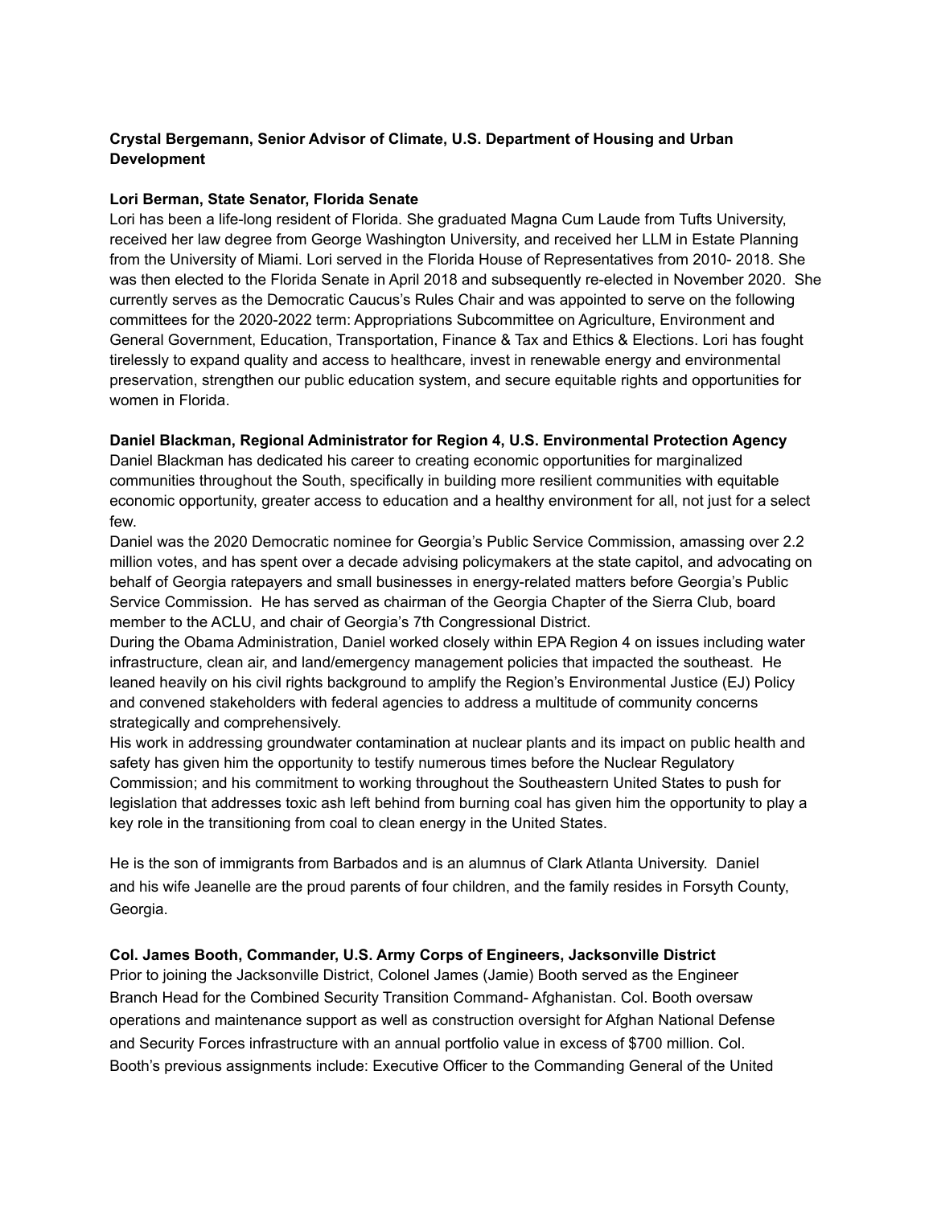**Crystal Bergemann, Senior Advisor of Climate, U.S. Department of Housing and Urban Development**

**Lori Berman, State Senator, Florida Senate**
Lori has been a life-long resident of Florida. She graduated Magna Cum Laude from Tufts University, received her law degree from George Washington University, and received her LLM in Estate Planning from the University of Miami. Lori served in the Florida House of Representatives from 2010- 2018. She was then elected to the Florida Senate in April 2018 and subsequently re-elected in November 2020. She currently serves as the Democratic Caucus's Rules Chair and was appointed to serve on the following committees for the 2020-2022 term: Appropriations Subcommittee on Agriculture, Environment and General Government, Education, Transportation, Finance & Tax and Ethics & Elections. Lori has fought tirelessly to expand quality and access to healthcare, invest in renewable energy and environmental preservation, strengthen our public education system, and secure equitable rights and opportunities for women in Florida.

**Daniel Blackman, Regional Administrator for Region 4, U.S. Environmental Protection Agency**
Daniel Blackman has dedicated his career to creating economic opportunities for marginalized communities throughout the South, specifically in building more resilient communities with equitable economic opportunity, greater access to education and a healthy environment for all, not just for a select few.
Daniel was the 2020 Democratic nominee for Georgia's Public Service Commission, amassing over 2.2 million votes, and has spent over a decade advising policymakers at the state capitol, and advocating on behalf of Georgia ratepayers and small businesses in energy-related matters before Georgia's Public Service Commission. He has served as chairman of the Georgia Chapter of the Sierra Club, board member to the ACLU, and chair of Georgia's 7th Congressional District.
During the Obama Administration, Daniel worked closely within EPA Region 4 on issues including water infrastructure, clean air, and land/emergency management policies that impacted the southeast. He leaned heavily on his civil rights background to amplify the Region's Environmental Justice (EJ) Policy and convened stakeholders with federal agencies to address a multitude of community concerns strategically and comprehensively.
His work in addressing groundwater contamination at nuclear plants and its impact on public health and safety has given him the opportunity to testify numerous times before the Nuclear Regulatory Commission; and his commitment to working throughout the Southeastern United States to push for legislation that addresses toxic ash left behind from burning coal has given him the opportunity to play a key role in the transitioning from coal to clean energy in the United States.

He is the son of immigrants from Barbados and is an alumnus of Clark Atlanta University. Daniel and his wife Jeanelle are the proud parents of four children, and the family resides in Forsyth County, Georgia.

**Col. James Booth, Commander, U.S. Army Corps of Engineers, Jacksonville District**
Prior to joining the Jacksonville District, Colonel James (Jamie) Booth served as the Engineer Branch Head for the Combined Security Transition Command- Afghanistan. Col. Booth oversaw operations and maintenance support as well as construction oversight for Afghan National Defense and Security Forces infrastructure with an annual portfolio value in excess of $700 million. Col. Booth's previous assignments include: Executive Officer to the Commanding General of the United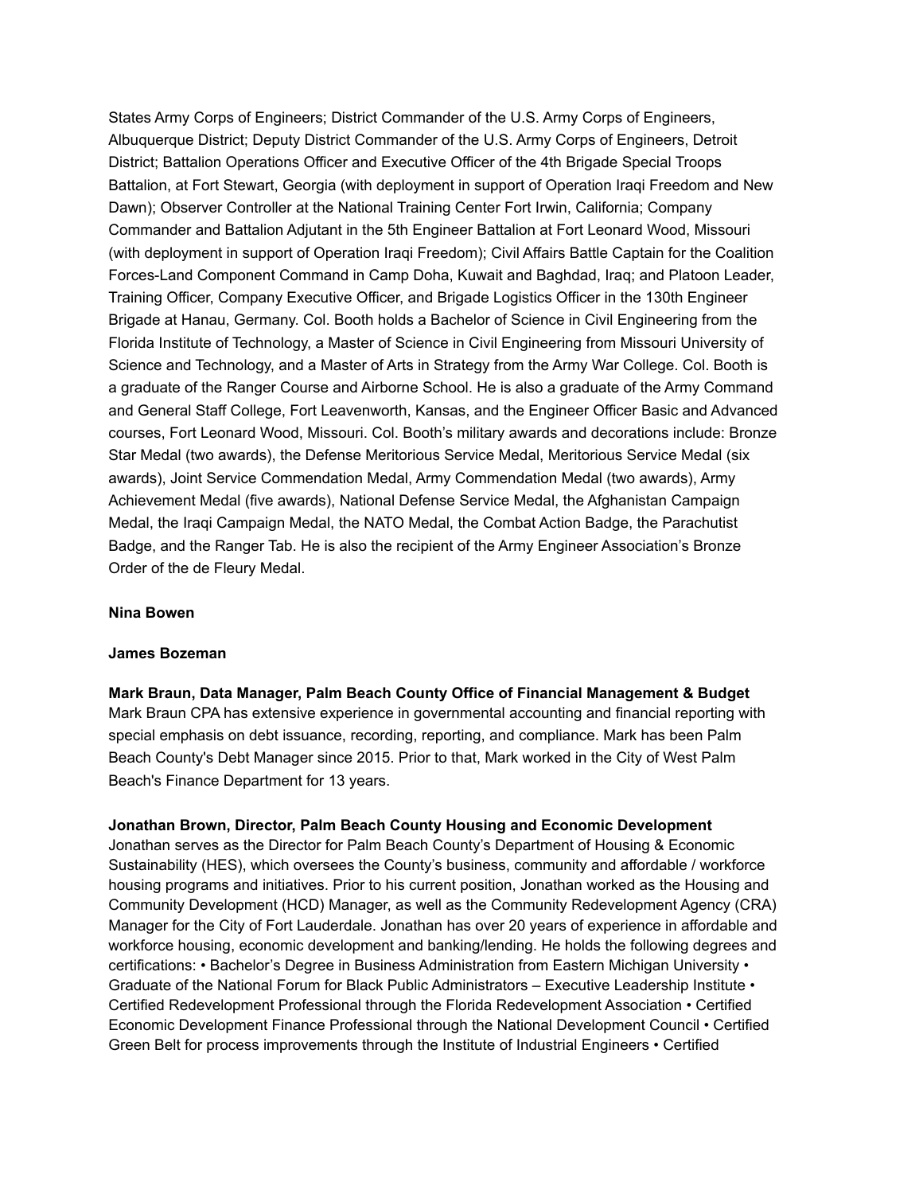States Army Corps of Engineers; District Commander of the U.S. Army Corps of Engineers, Albuquerque District; Deputy District Commander of the U.S. Army Corps of Engineers, Detroit District; Battalion Operations Officer and Executive Officer of the 4th Brigade Special Troops Battalion, at Fort Stewart, Georgia (with deployment in support of Operation Iraqi Freedom and New Dawn); Observer Controller at the National Training Center Fort Irwin, California; Company Commander and Battalion Adjutant in the 5th Engineer Battalion at Fort Leonard Wood, Missouri (with deployment in support of Operation Iraqi Freedom); Civil Affairs Battle Captain for the Coalition Forces-Land Component Command in Camp Doha, Kuwait and Baghdad, Iraq; and Platoon Leader, Training Officer, Company Executive Officer, and Brigade Logistics Officer in the 130th Engineer Brigade at Hanau, Germany. Col. Booth holds a Bachelor of Science in Civil Engineering from the Florida Institute of Technology, a Master of Science in Civil Engineering from Missouri University of Science and Technology, and a Master of Arts in Strategy from the Army War College. Col. Booth is a graduate of the Ranger Course and Airborne School. He is also a graduate of the Army Command and General Staff College, Fort Leavenworth, Kansas, and the Engineer Officer Basic and Advanced courses, Fort Leonard Wood, Missouri. Col. Booth's military awards and decorations include: Bronze Star Medal (two awards), the Defense Meritorious Service Medal, Meritorious Service Medal (six awards), Joint Service Commendation Medal, Army Commendation Medal (two awards), Army Achievement Medal (five awards), National Defense Service Medal, the Afghanistan Campaign Medal, the Iraqi Campaign Medal, the NATO Medal, the Combat Action Badge, the Parachutist Badge, and the Ranger Tab. He is also the recipient of the Army Engineer Association's Bronze Order of the de Fleury Medal.

**Nina Bowen**

**James Bozeman**

**Mark Braun, Data Manager, Palm Beach County Office of Financial Management & Budget**
Mark Braun CPA has extensive experience in governmental accounting and financial reporting with special emphasis on debt issuance, recording, reporting, and compliance. Mark has been Palm Beach County's Debt Manager since 2015. Prior to that, Mark worked in the City of West Palm Beach's Finance Department for 13 years.

**Jonathan Brown, Director, Palm Beach County Housing and Economic Development**
Jonathan serves as the Director for Palm Beach County's Department of Housing & Economic Sustainability (HES), which oversees the County's business, community and affordable / workforce housing programs and initiatives. Prior to his current position, Jonathan worked as the Housing and Community Development (HCD) Manager, as well as the Community Redevelopment Agency (CRA) Manager for the City of Fort Lauderdale. Jonathan has over 20 years of experience in affordable and workforce housing, economic development and banking/lending. He holds the following degrees and certifications: • Bachelor's Degree in Business Administration from Eastern Michigan University • Graduate of the National Forum for Black Public Administrators – Executive Leadership Institute • Certified Redevelopment Professional through the Florida Redevelopment Association • Certified Economic Development Finance Professional through the National Development Council • Certified Green Belt for process improvements through the Institute of Industrial Engineers • Certified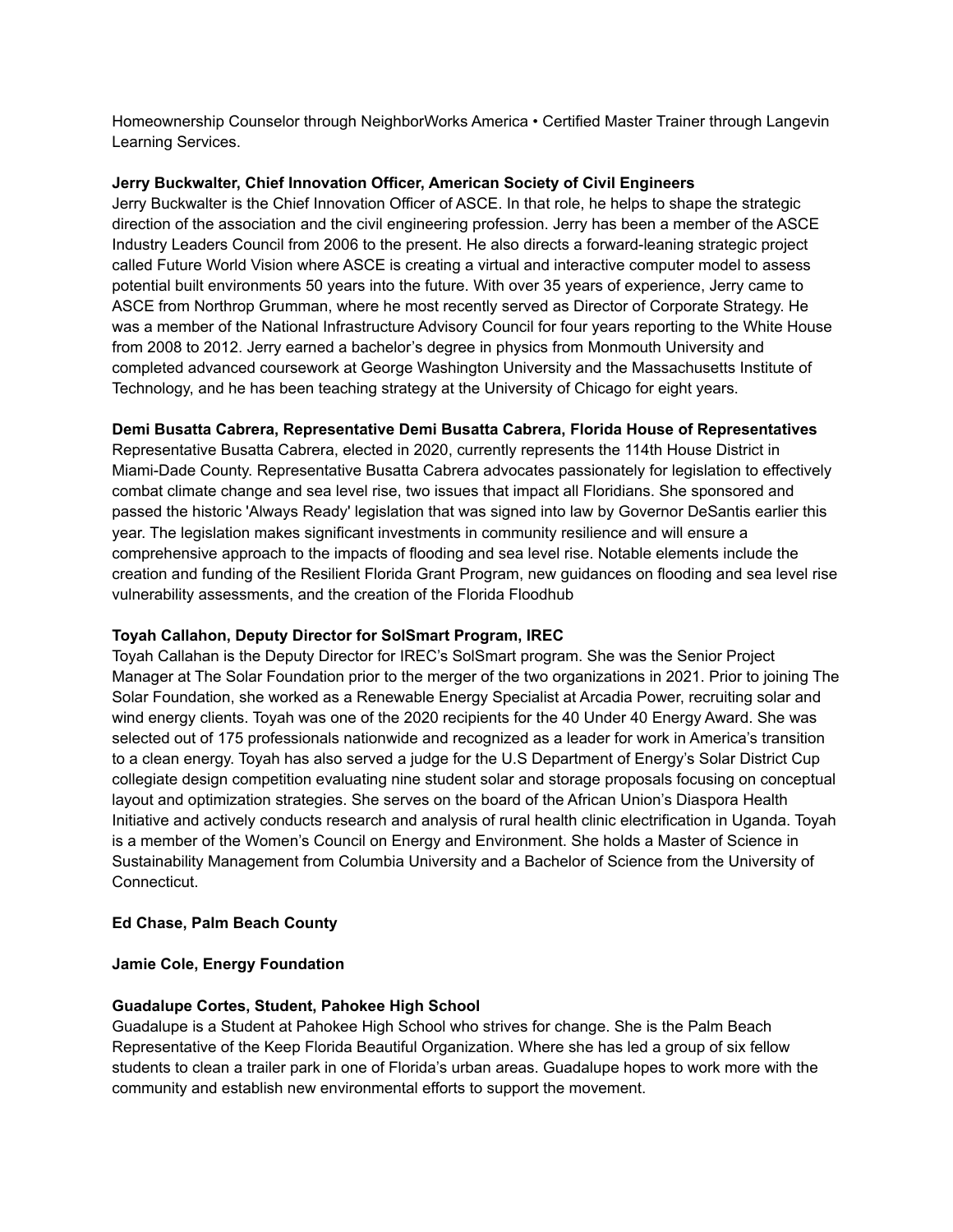Homeownership Counselor through NeighborWorks America • Certified Master Trainer through Langevin Learning Services.

**Jerry Buckwalter, Chief Innovation Officer, American Society of Civil Engineers**
Jerry Buckwalter is the Chief Innovation Officer of ASCE. In that role, he helps to shape the strategic direction of the association and the civil engineering profession. Jerry has been a member of the ASCE Industry Leaders Council from 2006 to the present. He also directs a forward-leaning strategic project called Future World Vision where ASCE is creating a virtual and interactive computer model to assess potential built environments 50 years into the future. With over 35 years of experience, Jerry came to ASCE from Northrop Grumman, where he most recently served as Director of Corporate Strategy. He was a member of the National Infrastructure Advisory Council for four years reporting to the White House from 2008 to 2012. Jerry earned a bachelor's degree in physics from Monmouth University and completed advanced coursework at George Washington University and the Massachusetts Institute of Technology, and he has been teaching strategy at the University of Chicago for eight years.

**Demi Busatta Cabrera, Representative Demi Busatta Cabrera, Florida House of Representatives**
Representative Busatta Cabrera, elected in 2020, currently represents the 114th House District in Miami-Dade County. Representative Busatta Cabrera advocates passionately for legislation to effectively combat climate change and sea level rise, two issues that impact all Floridians. She sponsored and passed the historic 'Always Ready' legislation that was signed into law by Governor DeSantis earlier this year. The legislation makes significant investments in community resilience and will ensure a comprehensive approach to the impacts of flooding and sea level rise. Notable elements include the creation and funding of the Resilient Florida Grant Program, new guidances on flooding and sea level rise vulnerability assessments, and the creation of the Florida Floodhub

**Toyah Callahon, Deputy Director for SolSmart Program, IREC**
Toyah Callahan is the Deputy Director for IREC's SolSmart program. She was the Senior Project Manager at The Solar Foundation prior to the merger of the two organizations in 2021. Prior to joining The Solar Foundation, she worked as a Renewable Energy Specialist at Arcadia Power, recruiting solar and wind energy clients. Toyah was one of the 2020 recipients for the 40 Under 40 Energy Award. She was selected out of 175 professionals nationwide and recognized as a leader for work in America's transition to a clean energy. Toyah has also served a judge for the U.S Department of Energy's Solar District Cup collegiate design competition evaluating nine student solar and storage proposals focusing on conceptual layout and optimization strategies. She serves on the board of the African Union's Diaspora Health Initiative and actively conducts research and analysis of rural health clinic electrification in Uganda. Toyah is a member of the Women's Council on Energy and Environment. She holds a Master of Science in Sustainability Management from Columbia University and a Bachelor of Science from the University of Connecticut.

**Ed Chase, Palm Beach County**

**Jamie Cole, Energy Foundation**

**Guadalupe Cortes, Student, Pahokee High School**
Guadalupe is a Student at Pahokee High School who strives for change. She is the Palm Beach Representative of the Keep Florida Beautiful Organization. Where she has led a group of six fellow students to clean a trailer park in one of Florida's urban areas. Guadalupe hopes to work more with the community and establish new environmental efforts to support the movement.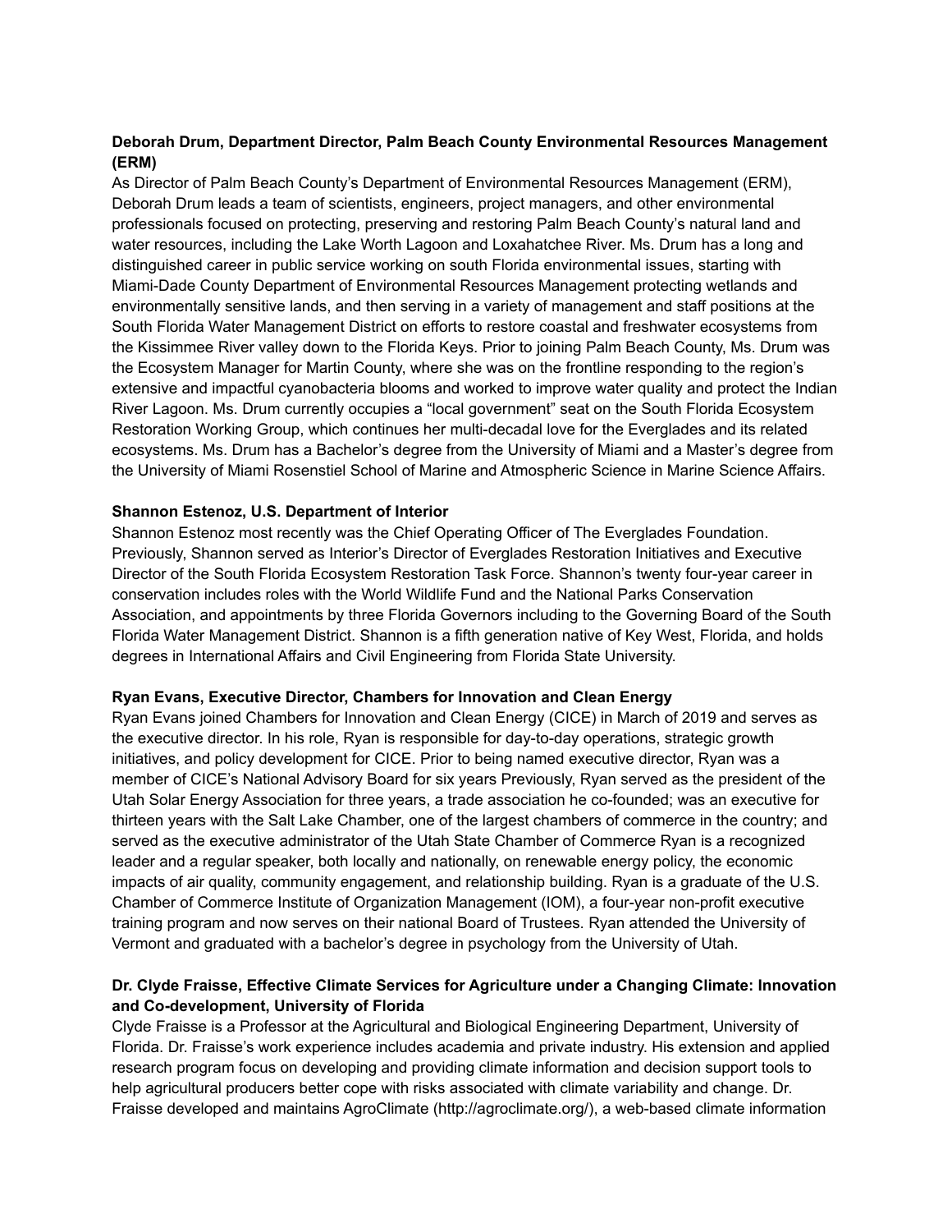**Deborah Drum, Department Director, Palm Beach County Environmental Resources Management (ERM)**
As Director of Palm Beach County's Department of Environmental Resources Management (ERM), Deborah Drum leads a team of scientists, engineers, project managers, and other environmental professionals focused on protecting, preserving and restoring Palm Beach County's natural land and water resources, including the Lake Worth Lagoon and Loxahatchee River. Ms. Drum has a long and distinguished career in public service working on south Florida environmental issues, starting with Miami-Dade County Department of Environmental Resources Management protecting wetlands and environmentally sensitive lands, and then serving in a variety of management and staff positions at the South Florida Water Management District on efforts to restore coastal and freshwater ecosystems from the Kissimmee River valley down to the Florida Keys. Prior to joining Palm Beach County, Ms. Drum was the Ecosystem Manager for Martin County, where she was on the frontline responding to the region's extensive and impactful cyanobacteria blooms and worked to improve water quality and protect the Indian River Lagoon. Ms. Drum currently occupies a "local government" seat on the South Florida Ecosystem Restoration Working Group, which continues her multi-decadal love for the Everglades and its related ecosystems. Ms. Drum has a Bachelor's degree from the University of Miami and a Master's degree from the University of Miami Rosenstiel School of Marine and Atmospheric Science in Marine Science Affairs.

**Shannon Estenoz, U.S. Department of Interior**
Shannon Estenoz most recently was the Chief Operating Officer of The Everglades Foundation. Previously, Shannon served as Interior's Director of Everglades Restoration Initiatives and Executive Director of the South Florida Ecosystem Restoration Task Force. Shannon's twenty four-year career in conservation includes roles with the World Wildlife Fund and the National Parks Conservation Association, and appointments by three Florida Governors including to the Governing Board of the South Florida Water Management District. Shannon is a fifth generation native of Key West, Florida, and holds degrees in International Affairs and Civil Engineering from Florida State University.

**Ryan Evans, Executive Director, Chambers for Innovation and Clean Energy**
Ryan Evans joined Chambers for Innovation and Clean Energy (CICE) in March of 2019 and serves as the executive director. In his role, Ryan is responsible for day-to-day operations, strategic growth initiatives, and policy development for CICE. Prior to being named executive director, Ryan was a member of CICE's National Advisory Board for six years Previously, Ryan served as the president of the Utah Solar Energy Association for three years, a trade association he co-founded; was an executive for thirteen years with the Salt Lake Chamber, one of the largest chambers of commerce in the country; and served as the executive administrator of the Utah State Chamber of Commerce Ryan is a recognized leader and a regular speaker, both locally and nationally, on renewable energy policy, the economic impacts of air quality, community engagement, and relationship building. Ryan is a graduate of the U.S. Chamber of Commerce Institute of Organization Management (IOM), a four-year non-profit executive training program and now serves on their national Board of Trustees. Ryan attended the University of Vermont and graduated with a bachelor's degree in psychology from the University of Utah.

**Dr. Clyde Fraisse, Effective Climate Services for Agriculture under a Changing Climate: Innovation and Co-development, University of Florida**
Clyde Fraisse is a Professor at the Agricultural and Biological Engineering Department, University of Florida. Dr. Fraisse's work experience includes academia and private industry. His extension and applied research program focus on developing and providing climate information and decision support tools to help agricultural producers better cope with risks associated with climate variability and change. Dr. Fraisse developed and maintains AgroClimate (http://agroclimate.org/), a web-based climate information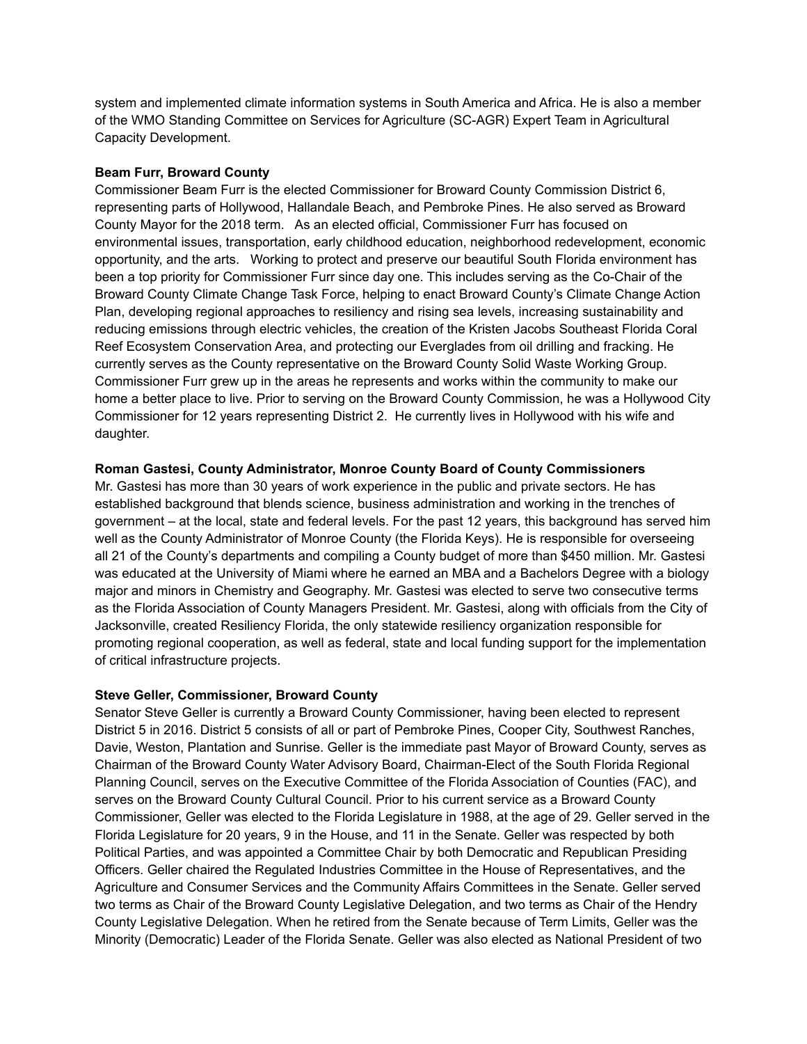system and implemented climate information systems in South America and Africa. He is also a member of the WMO Standing Committee on Services for Agriculture (SC-AGR) Expert Team in Agricultural Capacity Development.

**Beam Furr, Broward County**

Commissioner Beam Furr is the elected Commissioner for Broward County Commission District 6, representing parts of Hollywood, Hallandale Beach, and Pembroke Pines. He also served as Broward County Mayor for the 2018 term. As an elected official, Commissioner Furr has focused on environmental issues, transportation, early childhood education, neighborhood redevelopment, economic opportunity, and the arts. Working to protect and preserve our beautiful South Florida environment has been a top priority for Commissioner Furr since day one. This includes serving as the Co-Chair of the Broward County Climate Change Task Force, helping to enact Broward County's Climate Change Action Plan, developing regional approaches to resiliency and rising sea levels, increasing sustainability and reducing emissions through electric vehicles, the creation of the Kristen Jacobs Southeast Florida Coral Reef Ecosystem Conservation Area, and protecting our Everglades from oil drilling and fracking. He currently serves as the County representative on the Broward County Solid Waste Working Group. Commissioner Furr grew up in the areas he represents and works within the community to make our home a better place to live. Prior to serving on the Broward County Commission, he was a Hollywood City Commissioner for 12 years representing District 2. He currently lives in Hollywood with his wife and daughter.

**Roman Gastesi, County Administrator, Monroe County Board of County Commissioners**

Mr. Gastesi has more than 30 years of work experience in the public and private sectors. He has established background that blends science, business administration and working in the trenches of government – at the local, state and federal levels. For the past 12 years, this background has served him well as the County Administrator of Monroe County (the Florida Keys). He is responsible for overseeing all 21 of the County's departments and compiling a County budget of more than $450 million. Mr. Gastesi was educated at the University of Miami where he earned an MBA and a Bachelors Degree with a biology major and minors in Chemistry and Geography. Mr. Gastesi was elected to serve two consecutive terms as the Florida Association of County Managers President. Mr. Gastesi, along with officials from the City of Jacksonville, created Resiliency Florida, the only statewide resiliency organization responsible for promoting regional cooperation, as well as federal, state and local funding support for the implementation of critical infrastructure projects.

**Steve Geller, Commissioner, Broward County**

Senator Steve Geller is currently a Broward County Commissioner, having been elected to represent District 5 in 2016. District 5 consists of all or part of Pembroke Pines, Cooper City, Southwest Ranches, Davie, Weston, Plantation and Sunrise. Geller is the immediate past Mayor of Broward County, serves as Chairman of the Broward County Water Advisory Board, Chairman-Elect of the South Florida Regional Planning Council, serves on the Executive Committee of the Florida Association of Counties (FAC), and serves on the Broward County Cultural Council. Prior to his current service as a Broward County Commissioner, Geller was elected to the Florida Legislature in 1988, at the age of 29. Geller served in the Florida Legislature for 20 years, 9 in the House, and 11 in the Senate. Geller was respected by both Political Parties, and was appointed a Committee Chair by both Democratic and Republican Presiding Officers. Geller chaired the Regulated Industries Committee in the House of Representatives, and the Agriculture and Consumer Services and the Community Affairs Committees in the Senate. Geller served two terms as Chair of the Broward County Legislative Delegation, and two terms as Chair of the Hendry County Legislative Delegation. When he retired from the Senate because of Term Limits, Geller was the Minority (Democratic) Leader of the Florida Senate. Geller was also elected as National President of two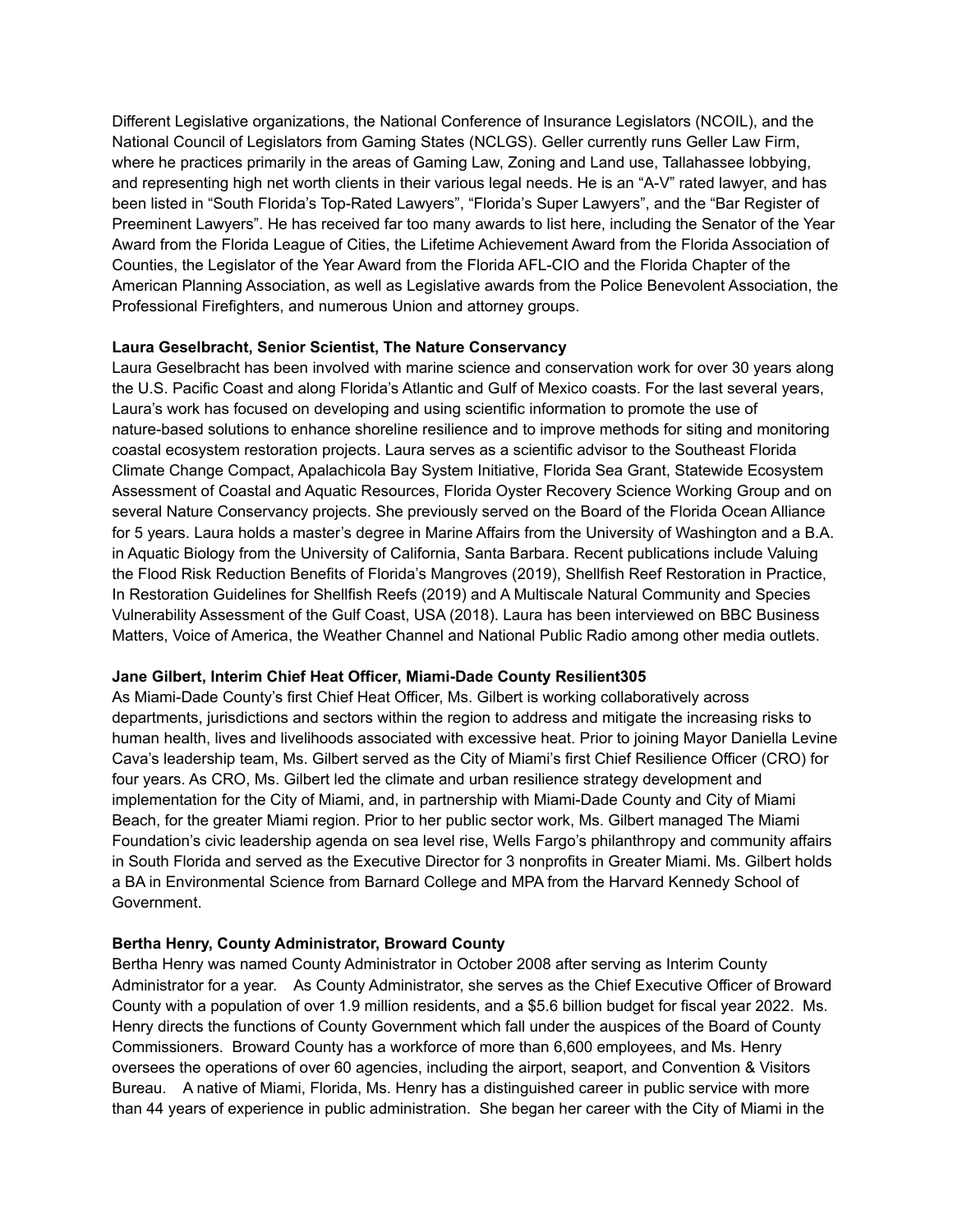Different Legislative organizations, the National Conference of Insurance Legislators (NCOIL), and the National Council of Legislators from Gaming States (NCLGS). Geller currently runs Geller Law Firm, where he practices primarily in the areas of Gaming Law, Zoning and Land use, Tallahassee lobbying, and representing high net worth clients in their various legal needs. He is an "A-V" rated lawyer, and has been listed in "South Florida's Top-Rated Lawyers", "Florida's Super Lawyers", and the "Bar Register of Preeminent Lawyers". He has received far too many awards to list here, including the Senator of the Year Award from the Florida League of Cities, the Lifetime Achievement Award from the Florida Association of Counties, the Legislator of the Year Award from the Florida AFL-CIO and the Florida Chapter of the American Planning Association, as well as Legislative awards from the Police Benevolent Association, the Professional Firefighters, and numerous Union and attorney groups.

**Laura Geselbracht, Senior Scientist, The Nature Conservancy**

Laura Geselbracht has been involved with marine science and conservation work for over 30 years along the U.S. Pacific Coast and along Florida's Atlantic and Gulf of Mexico coasts. For the last several years, Laura's work has focused on developing and using scientific information to promote the use of nature-based solutions to enhance shoreline resilience and to improve methods for siting and monitoring coastal ecosystem restoration projects. Laura serves as a scientific advisor to the Southeast Florida Climate Change Compact, Apalachicola Bay System Initiative, Florida Sea Grant, Statewide Ecosystem Assessment of Coastal and Aquatic Resources, Florida Oyster Recovery Science Working Group and on several Nature Conservancy projects. She previously served on the Board of the Florida Ocean Alliance for 5 years. Laura holds a master's degree in Marine Affairs from the University of Washington and a B.A. in Aquatic Biology from the University of California, Santa Barbara. Recent publications include Valuing the Flood Risk Reduction Benefits of Florida's Mangroves (2019), Shellfish Reef Restoration in Practice, In Restoration Guidelines for Shellfish Reefs (2019) and A Multiscale Natural Community and Species Vulnerability Assessment of the Gulf Coast, USA (2018). Laura has been interviewed on BBC Business Matters, Voice of America, the Weather Channel and National Public Radio among other media outlets.

**Jane Gilbert, Interim Chief Heat Officer, Miami-Dade County Resilient305**

As Miami-Dade County's first Chief Heat Officer, Ms. Gilbert is working collaboratively across departments, jurisdictions and sectors within the region to address and mitigate the increasing risks to human health, lives and livelihoods associated with excessive heat. Prior to joining Mayor Daniella Levine Cava's leadership team, Ms. Gilbert served as the City of Miami's first Chief Resilience Officer (CRO) for four years. As CRO, Ms. Gilbert led the climate and urban resilience strategy development and implementation for the City of Miami, and, in partnership with Miami-Dade County and City of Miami Beach, for the greater Miami region. Prior to her public sector work, Ms. Gilbert managed The Miami Foundation's civic leadership agenda on sea level rise, Wells Fargo's philanthropy and community affairs in South Florida and served as the Executive Director for 3 nonprofits in Greater Miami. Ms. Gilbert holds a BA in Environmental Science from Barnard College and MPA from the Harvard Kennedy School of Government.

**Bertha Henry, County Administrator, Broward County**

Bertha Henry was named County Administrator in October 2008 after serving as Interim County Administrator for a year. As County Administrator, she serves as the Chief Executive Officer of Broward County with a population of over 1.9 million residents, and a $5.6 billion budget for fiscal year 2022. Ms. Henry directs the functions of County Government which fall under the auspices of the Board of County Commissioners. Broward County has a workforce of more than 6,600 employees, and Ms. Henry oversees the operations of over 60 agencies, including the airport, seaport, and Convention & Visitors Bureau. A native of Miami, Florida, Ms. Henry has a distinguished career in public service with more than 44 years of experience in public administration. She began her career with the City of Miami in the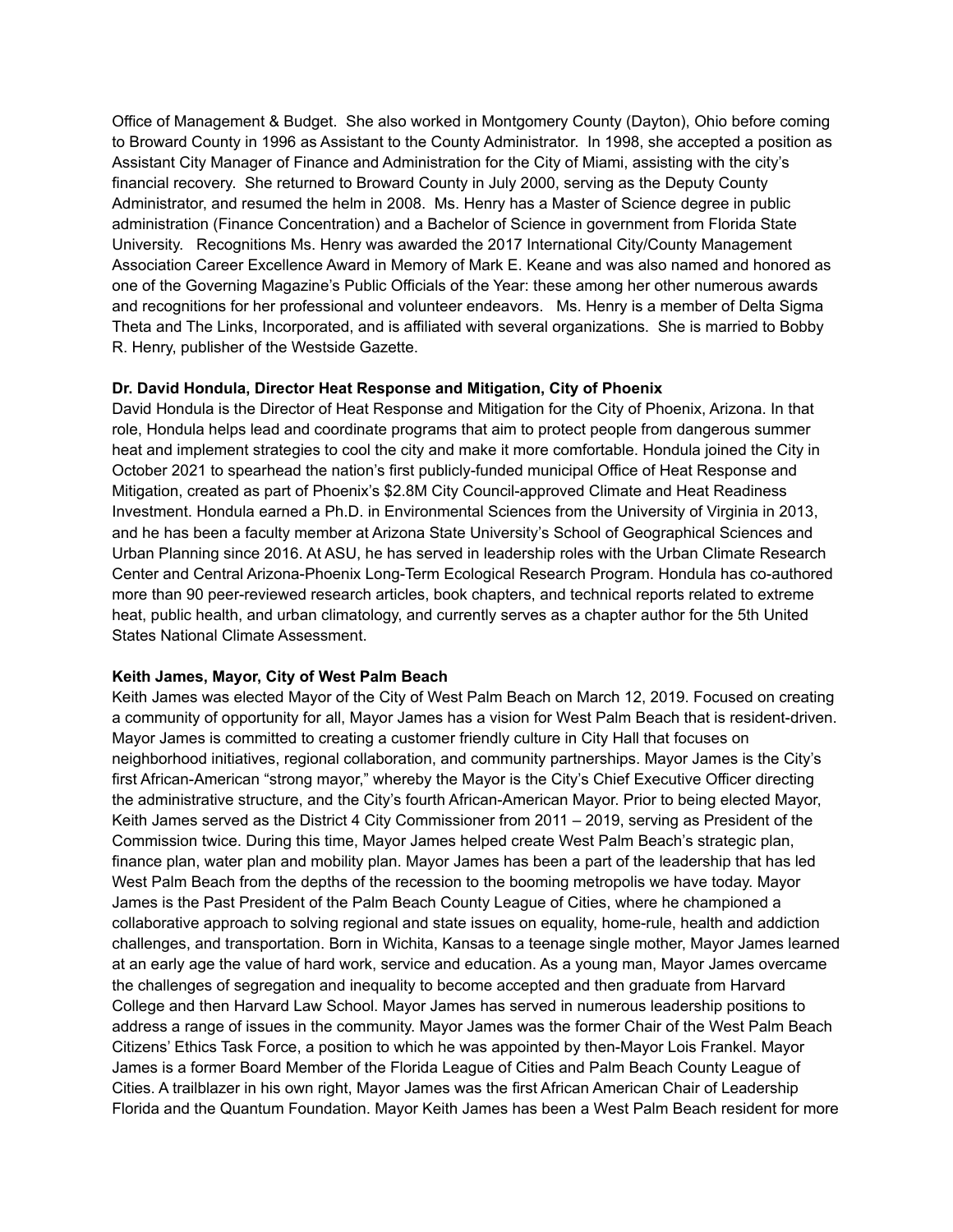Office of Management & Budget. She also worked in Montgomery County (Dayton), Ohio before coming to Broward County in 1996 as Assistant to the County Administrator. In 1998, she accepted a position as Assistant City Manager of Finance and Administration for the City of Miami, assisting with the city's financial recovery. She returned to Broward County in July 2000, serving as the Deputy County Administrator, and resumed the helm in 2008. Ms. Henry has a Master of Science degree in public administration (Finance Concentration) and a Bachelor of Science in government from Florida State University. Recognitions Ms. Henry was awarded the 2017 International City/County Management Association Career Excellence Award in Memory of Mark E. Keane and was also named and honored as one of the Governing Magazine's Public Officials of the Year: these among her other numerous awards and recognitions for her professional and volunteer endeavors. Ms. Henry is a member of Delta Sigma Theta and The Links, Incorporated, and is affiliated with several organizations. She is married to Bobby R. Henry, publisher of the Westside Gazette.

**Dr. David Hondula, Director Heat Response and Mitigation, City of Phoenix**

David Hondula is the Director of Heat Response and Mitigation for the City of Phoenix, Arizona. In that role, Hondula helps lead and coordinate programs that aim to protect people from dangerous summer heat and implement strategies to cool the city and make it more comfortable. Hondula joined the City in October 2021 to spearhead the nation's first publicly-funded municipal Office of Heat Response and Mitigation, created as part of Phoenix's $2.8M City Council-approved Climate and Heat Readiness Investment. Hondula earned a Ph.D. in Environmental Sciences from the University of Virginia in 2013, and he has been a faculty member at Arizona State University's School of Geographical Sciences and Urban Planning since 2016. At ASU, he has served in leadership roles with the Urban Climate Research Center and Central Arizona-Phoenix Long-Term Ecological Research Program. Hondula has co-authored more than 90 peer-reviewed research articles, book chapters, and technical reports related to extreme heat, public health, and urban climatology, and currently serves as a chapter author for the 5th United States National Climate Assessment.

**Keith James, Mayor, City of West Palm Beach**

Keith James was elected Mayor of the City of West Palm Beach on March 12, 2019. Focused on creating a community of opportunity for all, Mayor James has a vision for West Palm Beach that is resident-driven. Mayor James is committed to creating a customer friendly culture in City Hall that focuses on neighborhood initiatives, regional collaboration, and community partnerships. Mayor James is the City's first African-American "strong mayor," whereby the Mayor is the City's Chief Executive Officer directing the administrative structure, and the City's fourth African-American Mayor. Prior to being elected Mayor, Keith James served as the District 4 City Commissioner from 2011 – 2019, serving as President of the Commission twice. During this time, Mayor James helped create West Palm Beach's strategic plan, finance plan, water plan and mobility plan. Mayor James has been a part of the leadership that has led West Palm Beach from the depths of the recession to the booming metropolis we have today. Mayor James is the Past President of the Palm Beach County League of Cities, where he championed a collaborative approach to solving regional and state issues on equality, home-rule, health and addiction challenges, and transportation. Born in Wichita, Kansas to a teenage single mother, Mayor James learned at an early age the value of hard work, service and education. As a young man, Mayor James overcame the challenges of segregation and inequality to become accepted and then graduate from Harvard College and then Harvard Law School. Mayor James has served in numerous leadership positions to address a range of issues in the community. Mayor James was the former Chair of the West Palm Beach Citizens' Ethics Task Force, a position to which he was appointed by then-Mayor Lois Frankel. Mayor James is a former Board Member of the Florida League of Cities and Palm Beach County League of Cities. A trailblazer in his own right, Mayor James was the first African American Chair of Leadership Florida and the Quantum Foundation. Mayor Keith James has been a West Palm Beach resident for more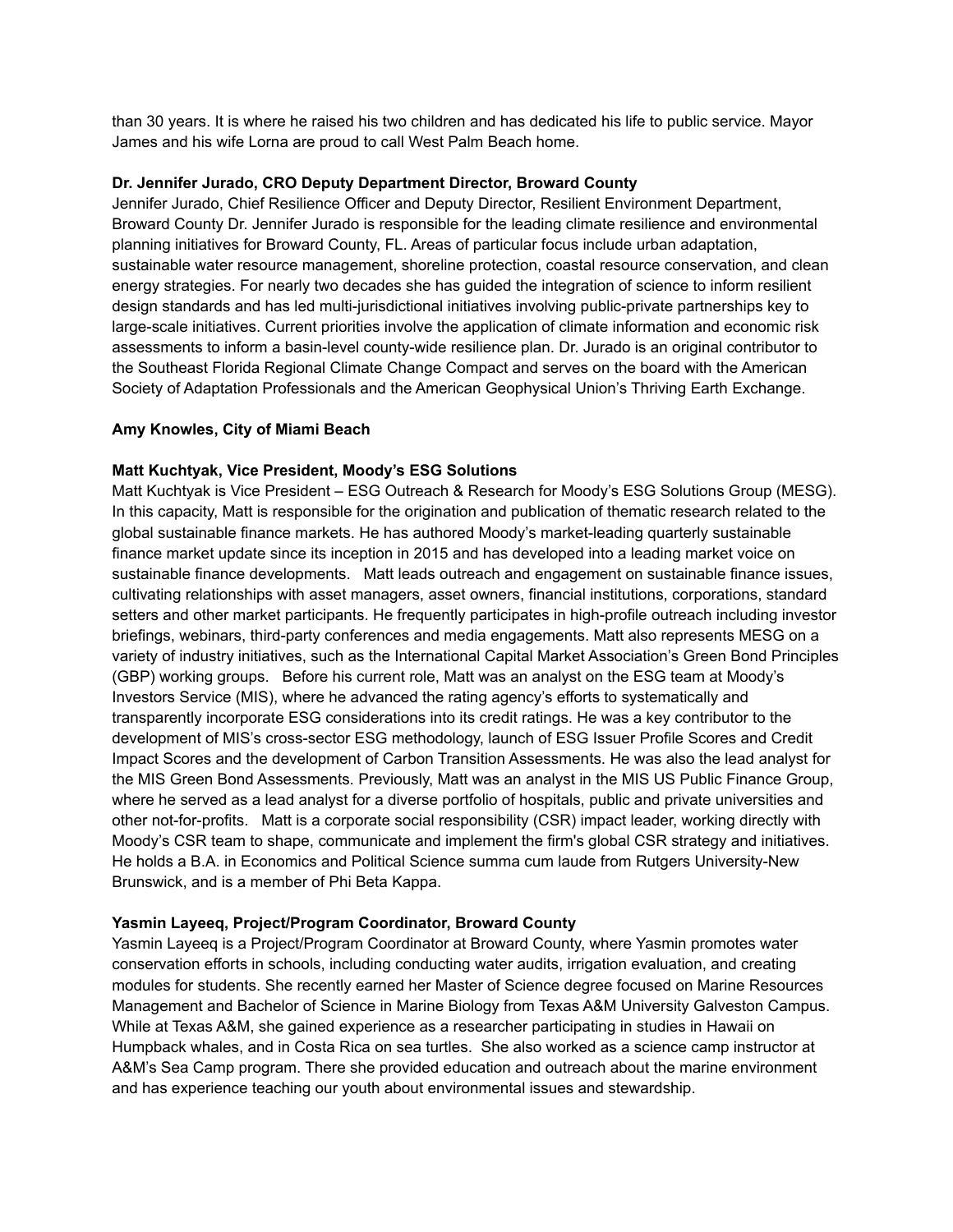than 30 years. It is where he raised his two children and has dedicated his life to public service. Mayor James and his wife Lorna are proud to call West Palm Beach home.

**Dr. Jennifer Jurado, CRO Deputy Department Director, Broward County**

Jennifer Jurado, Chief Resilience Officer and Deputy Director, Resilient Environment Department, Broward County Dr. Jennifer Jurado is responsible for the leading climate resilience and environmental planning initiatives for Broward County, FL. Areas of particular focus include urban adaptation, sustainable water resource management, shoreline protection, coastal resource conservation, and clean energy strategies. For nearly two decades she has guided the integration of science to inform resilient design standards and has led multi-jurisdictional initiatives involving public-private partnerships key to large-scale initiatives. Current priorities involve the application of climate information and economic risk assessments to inform a basin-level county-wide resilience plan. Dr. Jurado is an original contributor to the Southeast Florida Regional Climate Change Compact and serves on the board with the American Society of Adaptation Professionals and the American Geophysical Union's Thriving Earth Exchange.

**Amy Knowles, City of Miami Beach**

**Matt Kuchtyak, Vice President, Moody's ESG Solutions**

Matt Kuchtyak is Vice President – ESG Outreach & Research for Moody's ESG Solutions Group (MESG). In this capacity, Matt is responsible for the origination and publication of thematic research related to the global sustainable finance markets. He has authored Moody's market-leading quarterly sustainable finance market update since its inception in 2015 and has developed into a leading market voice on sustainable finance developments. Matt leads outreach and engagement on sustainable finance issues, cultivating relationships with asset managers, asset owners, financial institutions, corporations, standard setters and other market participants. He frequently participates in high-profile outreach including investor briefings, webinars, third-party conferences and media engagements. Matt also represents MESG on a variety of industry initiatives, such as the International Capital Market Association's Green Bond Principles (GBP) working groups. Before his current role, Matt was an analyst on the ESG team at Moody's Investors Service (MIS), where he advanced the rating agency's efforts to systematically and transparently incorporate ESG considerations into its credit ratings. He was a key contributor to the development of MIS's cross-sector ESG methodology, launch of ESG Issuer Profile Scores and Credit Impact Scores and the development of Carbon Transition Assessments. He was also the lead analyst for the MIS Green Bond Assessments. Previously, Matt was an analyst in the MIS US Public Finance Group, where he served as a lead analyst for a diverse portfolio of hospitals, public and private universities and other not-for-profits. Matt is a corporate social responsibility (CSR) impact leader, working directly with Moody's CSR team to shape, communicate and implement the firm's global CSR strategy and initiatives. He holds a B.A. in Economics and Political Science summa cum laude from Rutgers University-New Brunswick, and is a member of Phi Beta Kappa.

**Yasmin Layeeq, Project/Program Coordinator, Broward County**

Yasmin Layeeq is a Project/Program Coordinator at Broward County, where Yasmin promotes water conservation efforts in schools, including conducting water audits, irrigation evaluation, and creating modules for students. She recently earned her Master of Science degree focused on Marine Resources Management and Bachelor of Science in Marine Biology from Texas A&M University Galveston Campus. While at Texas A&M, she gained experience as a researcher participating in studies in Hawaii on Humpback whales, and in Costa Rica on sea turtles. She also worked as a science camp instructor at A&M's Sea Camp program. There she provided education and outreach about the marine environment and has experience teaching our youth about environmental issues and stewardship.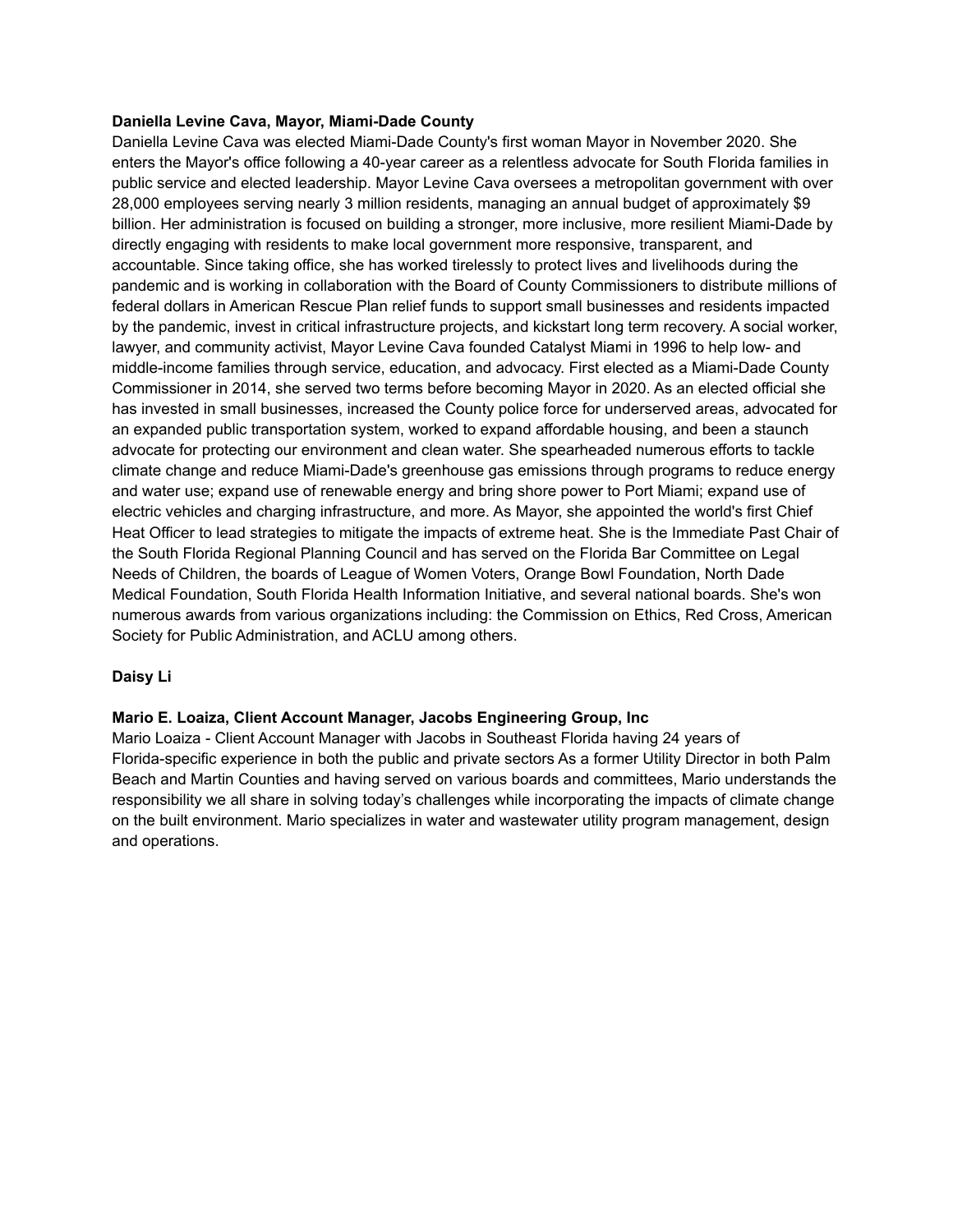**Daniella Levine Cava, Mayor, Miami-Dade County**

Daniella Levine Cava was elected Miami-Dade County's first woman Mayor in November 2020. She enters the Mayor's office following a 40-year career as a relentless advocate for South Florida families in public service and elected leadership. Mayor Levine Cava oversees a metropolitan government with over 28,000 employees serving nearly 3 million residents, managing an annual budget of approximately $9 billion. Her administration is focused on building a stronger, more inclusive, more resilient Miami-Dade by directly engaging with residents to make local government more responsive, transparent, and accountable. Since taking office, she has worked tirelessly to protect lives and livelihoods during the pandemic and is working in collaboration with the Board of County Commissioners to distribute millions of federal dollars in American Rescue Plan relief funds to support small businesses and residents impacted by the pandemic, invest in critical infrastructure projects, and kickstart long term recovery. A social worker, lawyer, and community activist, Mayor Levine Cava founded Catalyst Miami in 1996 to help low- and middle-income families through service, education, and advocacy. First elected as a Miami-Dade County Commissioner in 2014, she served two terms before becoming Mayor in 2020. As an elected official she has invested in small businesses, increased the County police force for underserved areas, advocated for an expanded public transportation system, worked to expand affordable housing, and been a staunch advocate for protecting our environment and clean water. She spearheaded numerous efforts to tackle climate change and reduce Miami-Dade's greenhouse gas emissions through programs to reduce energy and water use; expand use of renewable energy and bring shore power to Port Miami; expand use of electric vehicles and charging infrastructure, and more. As Mayor, she appointed the world's first Chief Heat Officer to lead strategies to mitigate the impacts of extreme heat. She is the Immediate Past Chair of the South Florida Regional Planning Council and has served on the Florida Bar Committee on Legal Needs of Children, the boards of League of Women Voters, Orange Bowl Foundation, North Dade Medical Foundation, South Florida Health Information Initiative, and several national boards. She's won numerous awards from various organizations including: the Commission on Ethics, Red Cross, American Society for Public Administration, and ACLU among others.

**Daisy Li**

**Mario E. Loaiza, Client Account Manager, Jacobs Engineering Group, Inc**

Mario Loaiza - Client Account Manager with Jacobs in Southeast Florida having 24 years of Florida-specific experience in both the public and private sectors As a former Utility Director in both Palm Beach and Martin Counties and having served on various boards and committees, Mario understands the responsibility we all share in solving today's challenges while incorporating the impacts of climate change on the built environment. Mario specializes in water and wastewater utility program management, design and operations.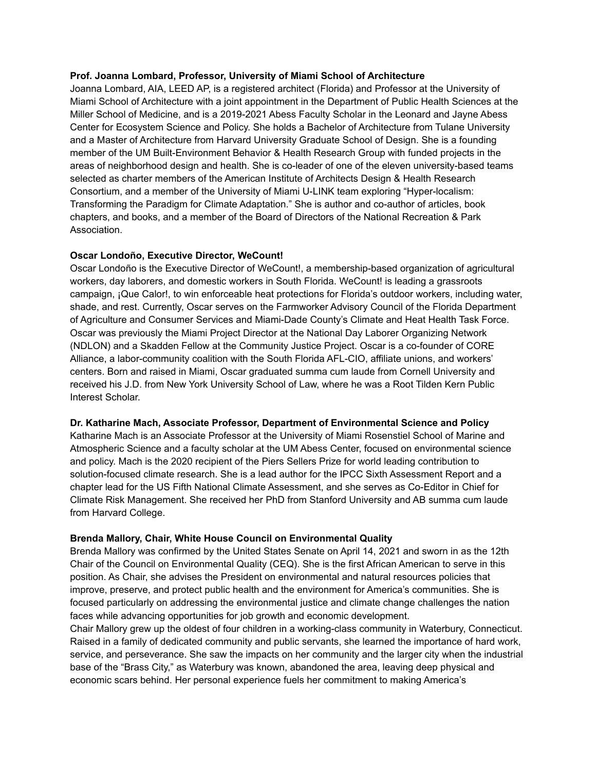**Prof. Joanna Lombard, Professor, University of Miami School of Architecture**

Joanna Lombard, AIA, LEED AP, is a registered architect (Florida) and Professor at the University of Miami School of Architecture with a joint appointment in the Department of Public Health Sciences at the Miller School of Medicine, and is a 2019-2021 Abess Faculty Scholar in the Leonard and Jayne Abess Center for Ecosystem Science and Policy. She holds a Bachelor of Architecture from Tulane University and a Master of Architecture from Harvard University Graduate School of Design. She is a founding member of the UM Built-Environment Behavior & Health Research Group with funded projects in the areas of neighborhood design and health. She is co-leader of one of the eleven university-based teams selected as charter members of the American Institute of Architects Design & Health Research Consortium, and a member of the University of Miami U-LINK team exploring "Hyper-localism: Transforming the Paradigm for Climate Adaptation." She is author and co-author of articles, book chapters, and books, and a member of the Board of Directors of the National Recreation & Park Association.

**Oscar Londoño, Executive Director, WeCount!**

Oscar Londoño is the Executive Director of WeCount!, a membership-based organization of agricultural workers, day laborers, and domestic workers in South Florida. WeCount! is leading a grassroots campaign, ¡Que Calor!, to win enforceable heat protections for Florida's outdoor workers, including water, shade, and rest. Currently, Oscar serves on the Farmworker Advisory Council of the Florida Department of Agriculture and Consumer Services and Miami-Dade County's Climate and Heat Health Task Force. Oscar was previously the Miami Project Director at the National Day Laborer Organizing Network (NDLON) and a Skadden Fellow at the Community Justice Project. Oscar is a co-founder of CORE Alliance, a labor-community coalition with the South Florida AFL-CIO, affiliate unions, and workers' centers. Born and raised in Miami, Oscar graduated summa cum laude from Cornell University and received his J.D. from New York University School of Law, where he was a Root Tilden Kern Public Interest Scholar.

**Dr. Katharine Mach, Associate Professor, Department of Environmental Science and Policy**

Katharine Mach is an Associate Professor at the University of Miami Rosenstiel School of Marine and Atmospheric Science and a faculty scholar at the UM Abess Center, focused on environmental science and policy. Mach is the 2020 recipient of the Piers Sellers Prize for world leading contribution to solution-focused climate research. She is a lead author for the IPCC Sixth Assessment Report and a chapter lead for the US Fifth National Climate Assessment, and she serves as Co-Editor in Chief for Climate Risk Management. She received her PhD from Stanford University and AB summa cum laude from Harvard College.

**Brenda Mallory, Chair, White House Council on Environmental Quality**

Brenda Mallory was confirmed by the United States Senate on April 14, 2021 and sworn in as the 12th Chair of the Council on Environmental Quality (CEQ). She is the first African American to serve in this position. As Chair, she advises the President on environmental and natural resources policies that improve, preserve, and protect public health and the environment for America's communities. She is focused particularly on addressing the environmental justice and climate change challenges the nation faces while advancing opportunities for job growth and economic development.

Chair Mallory grew up the oldest of four children in a working-class community in Waterbury, Connecticut. Raised in a family of dedicated community and public servants, she learned the importance of hard work, service, and perseverance. She saw the impacts on her community and the larger city when the industrial base of the "Brass City," as Waterbury was known, abandoned the area, leaving deep physical and economic scars behind. Her personal experience fuels her commitment to making America's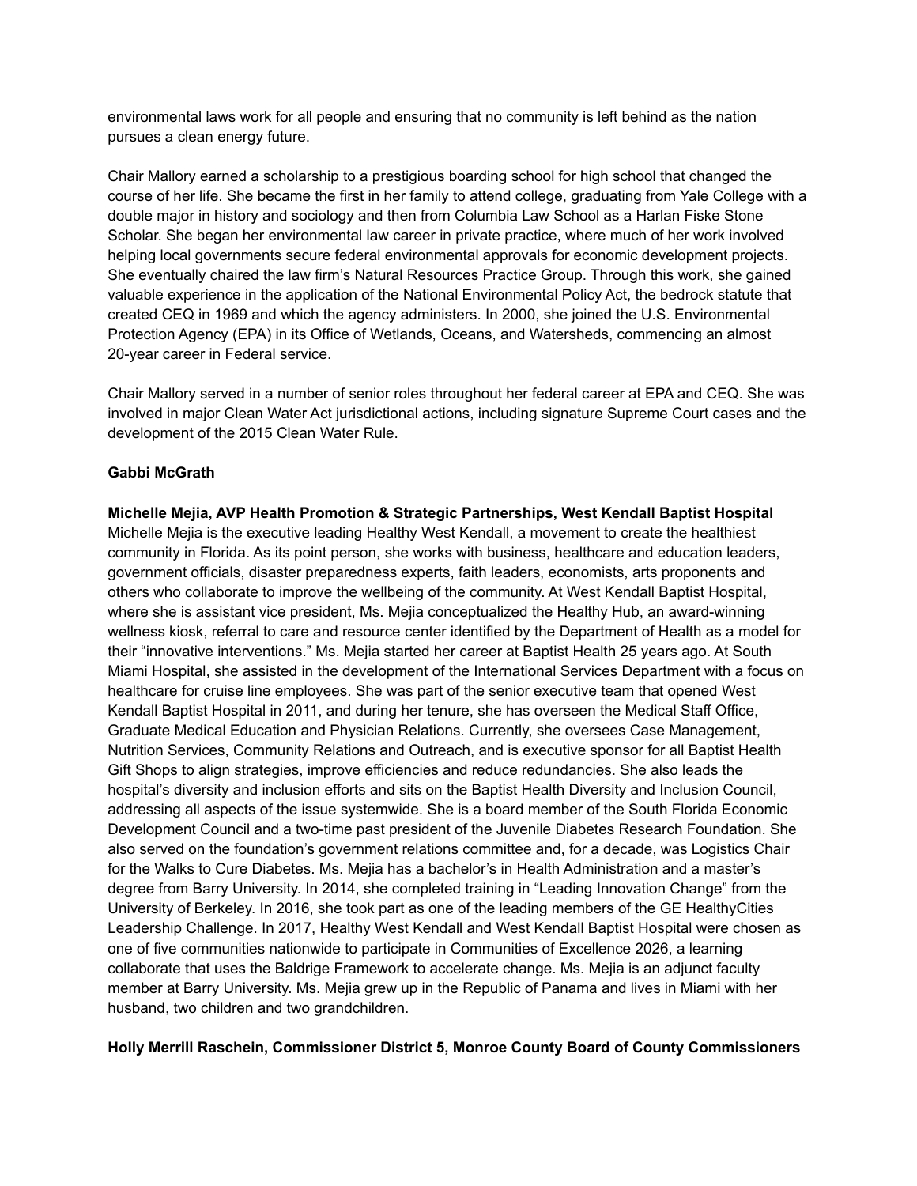environmental laws work for all people and ensuring that no community is left behind as the nation pursues a clean energy future.

Chair Mallory earned a scholarship to a prestigious boarding school for high school that changed the course of her life. She became the first in her family to attend college, graduating from Yale College with a double major in history and sociology and then from Columbia Law School as a Harlan Fiske Stone Scholar. She began her environmental law career in private practice, where much of her work involved helping local governments secure federal environmental approvals for economic development projects. She eventually chaired the law firm's Natural Resources Practice Group. Through this work, she gained valuable experience in the application of the National Environmental Policy Act, the bedrock statute that created CEQ in 1969 and which the agency administers. In 2000, she joined the U.S. Environmental Protection Agency (EPA) in its Office of Wetlands, Oceans, and Watersheds, commencing an almost 20-year career in Federal service.

Chair Mallory served in a number of senior roles throughout her federal career at EPA and CEQ. She was involved in major Clean Water Act jurisdictional actions, including signature Supreme Court cases and the development of the 2015 Clean Water Rule.

**Gabbi McGrath**

**Michelle Mejia, AVP Health Promotion & Strategic Partnerships, West Kendall Baptist Hospital**
Michelle Mejia is the executive leading Healthy West Kendall, a movement to create the healthiest community in Florida. As its point person, she works with business, healthcare and education leaders, government officials, disaster preparedness experts, faith leaders, economists, arts proponents and others who collaborate to improve the wellbeing of the community. At West Kendall Baptist Hospital, where she is assistant vice president, Ms. Mejia conceptualized the Healthy Hub, an award-winning wellness kiosk, referral to care and resource center identified by the Department of Health as a model for their "innovative interventions." Ms. Mejia started her career at Baptist Health 25 years ago. At South Miami Hospital, she assisted in the development of the International Services Department with a focus on healthcare for cruise line employees. She was part of the senior executive team that opened West Kendall Baptist Hospital in 2011, and during her tenure, she has overseen the Medical Staff Office, Graduate Medical Education and Physician Relations. Currently, she oversees Case Management, Nutrition Services, Community Relations and Outreach, and is executive sponsor for all Baptist Health Gift Shops to align strategies, improve efficiencies and reduce redundancies. She also leads the hospital's diversity and inclusion efforts and sits on the Baptist Health Diversity and Inclusion Council, addressing all aspects of the issue systemwide. She is a board member of the South Florida Economic Development Council and a two-time past president of the Juvenile Diabetes Research Foundation. She also served on the foundation's government relations committee and, for a decade, was Logistics Chair for the Walks to Cure Diabetes. Ms. Mejia has a bachelor's in Health Administration and a master's degree from Barry University. In 2014, she completed training in "Leading Innovation Change" from the University of Berkeley. In 2016, she took part as one of the leading members of the GE HealthyCities Leadership Challenge. In 2017, Healthy West Kendall and West Kendall Baptist Hospital were chosen as one of five communities nationwide to participate in Communities of Excellence 2026, a learning collaborate that uses the Baldrige Framework to accelerate change. Ms. Mejia is an adjunct faculty member at Barry University. Ms. Mejia grew up in the Republic of Panama and lives in Miami with her husband, two children and two grandchildren.

**Holly Merrill Raschein, Commissioner District 5, Monroe County Board of County Commissioners**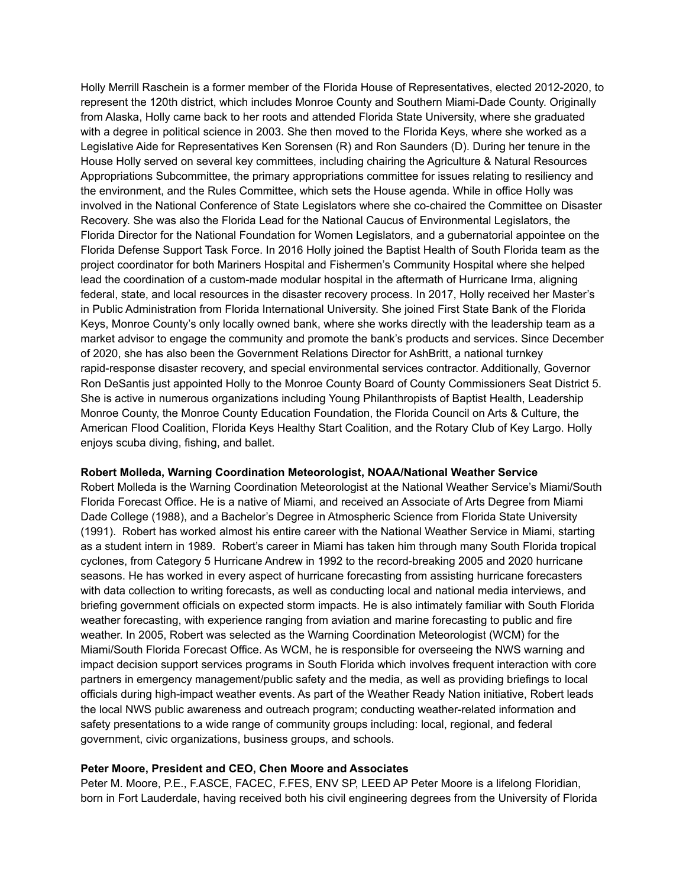Holly Merrill Raschein is a former member of the Florida House of Representatives, elected 2012-2020, to represent the 120th district, which includes Monroe County and Southern Miami-Dade County. Originally from Alaska, Holly came back to her roots and attended Florida State University, where she graduated with a degree in political science in 2003. She then moved to the Florida Keys, where she worked as a Legislative Aide for Representatives Ken Sorensen (R) and Ron Saunders (D). During her tenure in the House Holly served on several key committees, including chairing the Agriculture & Natural Resources Appropriations Subcommittee, the primary appropriations committee for issues relating to resiliency and the environment, and the Rules Committee, which sets the House agenda. While in office Holly was involved in the National Conference of State Legislators where she co-chaired the Committee on Disaster Recovery. She was also the Florida Lead for the National Caucus of Environmental Legislators, the Florida Director for the National Foundation for Women Legislators, and a gubernatorial appointee on the Florida Defense Support Task Force. In 2016 Holly joined the Baptist Health of South Florida team as the project coordinator for both Mariners Hospital and Fishermen's Community Hospital where she helped lead the coordination of a custom-made modular hospital in the aftermath of Hurricane Irma, aligning federal, state, and local resources in the disaster recovery process. In 2017, Holly received her Master's in Public Administration from Florida International University. She joined First State Bank of the Florida Keys, Monroe County's only locally owned bank, where she works directly with the leadership team as a market advisor to engage the community and promote the bank's products and services. Since December of 2020, she has also been the Government Relations Director for AshBritt, a national turnkey rapid-response disaster recovery, and special environmental services contractor. Additionally, Governor Ron DeSantis just appointed Holly to the Monroe County Board of County Commissioners Seat District 5. She is active in numerous organizations including Young Philanthropists of Baptist Health, Leadership Monroe County, the Monroe County Education Foundation, the Florida Council on Arts & Culture, the American Flood Coalition, Florida Keys Healthy Start Coalition, and the Rotary Club of Key Largo. Holly enjoys scuba diving, fishing, and ballet.

**Robert Molleda, Warning Coordination Meteorologist, NOAA/National Weather Service**

Robert Molleda is the Warning Coordination Meteorologist at the National Weather Service's Miami/South Florida Forecast Office. He is a native of Miami, and received an Associate of Arts Degree from Miami Dade College (1988), and a Bachelor's Degree in Atmospheric Science from Florida State University (1991). Robert has worked almost his entire career with the National Weather Service in Miami, starting as a student intern in 1989. Robert's career in Miami has taken him through many South Florida tropical cyclones, from Category 5 Hurricane Andrew in 1992 to the record-breaking 2005 and 2020 hurricane seasons. He has worked in every aspect of hurricane forecasting from assisting hurricane forecasters with data collection to writing forecasts, as well as conducting local and national media interviews, and briefing government officials on expected storm impacts. He is also intimately familiar with South Florida weather forecasting, with experience ranging from aviation and marine forecasting to public and fire weather. In 2005, Robert was selected as the Warning Coordination Meteorologist (WCM) for the Miami/South Florida Forecast Office. As WCM, he is responsible for overseeing the NWS warning and impact decision support services programs in South Florida which involves frequent interaction with core partners in emergency management/public safety and the media, as well as providing briefings to local officials during high-impact weather events. As part of the Weather Ready Nation initiative, Robert leads the local NWS public awareness and outreach program; conducting weather-related information and safety presentations to a wide range of community groups including: local, regional, and federal government, civic organizations, business groups, and schools.

**Peter Moore, President and CEO, Chen Moore and Associates**

Peter M. Moore, P.E., F.ASCE, FACEC, F.FES, ENV SP, LEED AP Peter Moore is a lifelong Floridian, born in Fort Lauderdale, having received both his civil engineering degrees from the University of Florida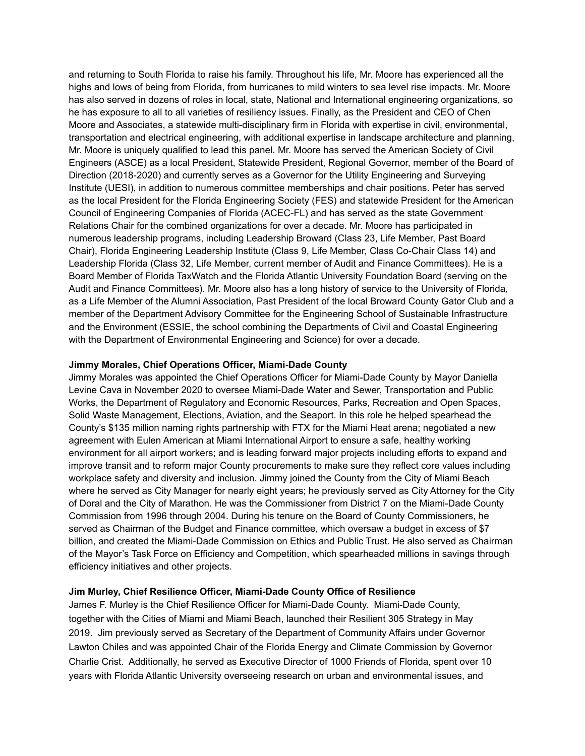and returning to South Florida to raise his family. Throughout his life, Mr. Moore has experienced all the highs and lows of being from Florida, from hurricanes to mild winters to sea level rise impacts. Mr. Moore has also served in dozens of roles in local, state, National and International engineering organizations, so he has exposure to all to all varieties of resiliency issues. Finally, as the President and CEO of Chen Moore and Associates, a statewide multi-disciplinary firm in Florida with expertise in civil, environmental, transportation and electrical engineering, with additional expertise in landscape architecture and planning, Mr. Moore is uniquely qualified to lead this panel. Mr. Moore has served the American Society of Civil Engineers (ASCE) as a local President, Statewide President, Regional Governor, member of the Board of Direction (2018-2020) and currently serves as a Governor for the Utility Engineering and Surveying Institute (UESI), in addition to numerous committee memberships and chair positions. Peter has served as the local President for the Florida Engineering Society (FES) and statewide President for the American Council of Engineering Companies of Florida (ACEC-FL) and has served as the state Government Relations Chair for the combined organizations for over a decade. Mr. Moore has participated in numerous leadership programs, including Leadership Broward (Class 23, Life Member, Past Board Chair), Florida Engineering Leadership Institute (Class 9, Life Member, Class Co-Chair Class 14) and Leadership Florida (Class 32, Life Member, current member of Audit and Finance Committees). He is a Board Member of Florida TaxWatch and the Florida Atlantic University Foundation Board (serving on the Audit and Finance Committees). Mr. Moore also has a long history of service to the University of Florida, as a Life Member of the Alumni Association, Past President of the local Broward County Gator Club and a member of the Department Advisory Committee for the Engineering School of Sustainable Infrastructure and the Environment (ESSIE, the school combining the Departments of Civil and Coastal Engineering with the Department of Environmental Engineering and Science) for over a decade.

**Jimmy Morales, Chief Operations Officer, Miami-Dade County**

Jimmy Morales was appointed the Chief Operations Officer for Miami-Dade County by Mayor Daniella Levine Cava in November 2020 to oversee Miami-Dade Water and Sewer, Transportation and Public Works, the Department of Regulatory and Economic Resources, Parks, Recreation and Open Spaces, Solid Waste Management, Elections, Aviation, and the Seaport. In this role he helped spearhead the County's $135 million naming rights partnership with FTX for the Miami Heat arena; negotiated a new agreement with Eulen American at Miami International Airport to ensure a safe, healthy working environment for all airport workers; and is leading forward major projects including efforts to expand and improve transit and to reform major County procurements to make sure they reflect core values including workplace safety and diversity and inclusion. Jimmy joined the County from the City of Miami Beach where he served as City Manager for nearly eight years; he previously served as City Attorney for the City of Doral and the City of Marathon. He was the Commissioner from District 7 on the Miami-Dade County Commission from 1996 through 2004. During his tenure on the Board of County Commissioners, he served as Chairman of the Budget and Finance committee, which oversaw a budget in excess of $7 billion, and created the Miami-Dade Commission on Ethics and Public Trust. He also served as Chairman of the Mayor's Task Force on Efficiency and Competition, which spearheaded millions in savings through efficiency initiatives and other projects.

**Jim Murley, Chief Resilience Officer, Miami-Dade County Office of Resilience**

James F. Murley is the Chief Resilience Officer for Miami-Dade County. Miami-Dade County, together with the Cities of Miami and Miami Beach, launched their Resilient 305 Strategy in May 2019. Jim previously served as Secretary of the Department of Community Affairs under Governor Lawton Chiles and was appointed Chair of the Florida Energy and Climate Commission by Governor Charlie Crist. Additionally, he served as Executive Director of 1000 Friends of Florida, spent over 10 years with Florida Atlantic University overseeing research on urban and environmental issues, and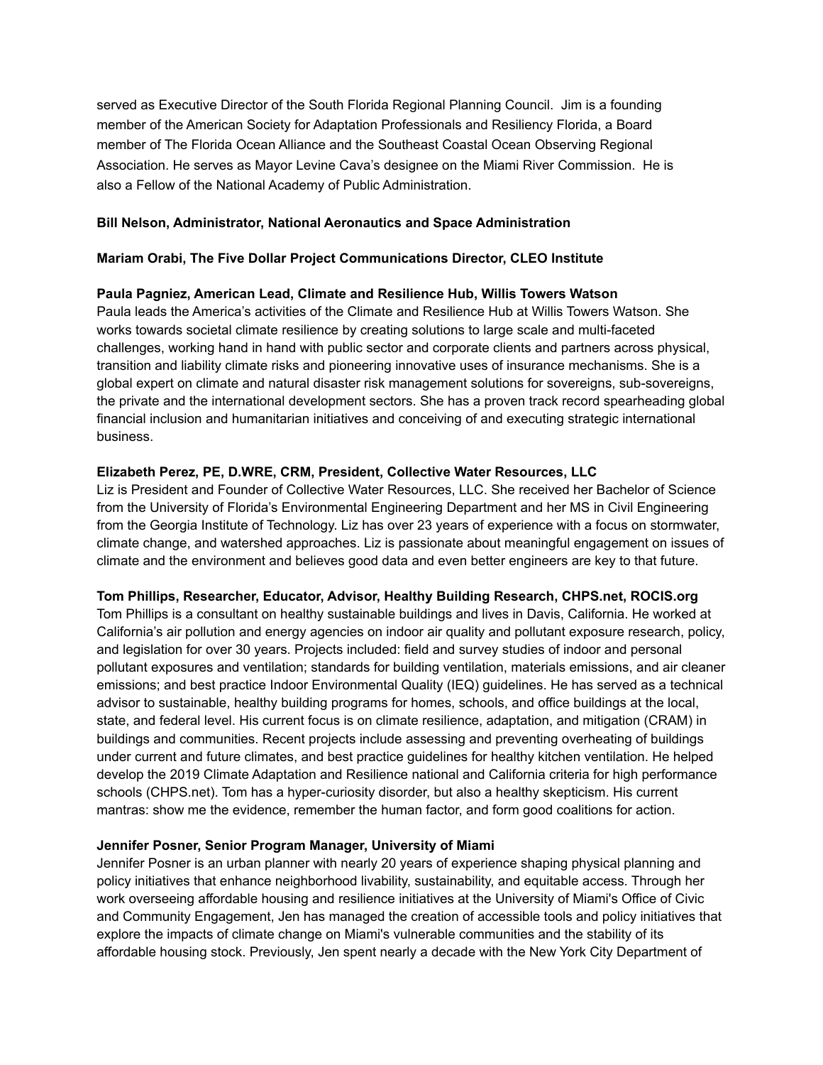served as Executive Director of the South Florida Regional Planning Council. Jim is a founding member of the American Society for Adaptation Professionals and Resiliency Florida, a Board member of The Florida Ocean Alliance and the Southeast Coastal Ocean Observing Regional Association. He serves as Mayor Levine Cava's designee on the Miami River Commission. He is also a Fellow of the National Academy of Public Administration.

**Bill Nelson, Administrator, National Aeronautics and Space Administration**

**Mariam Orabi, The Five Dollar Project Communications Director, CLEO Institute**

**Paula Pagniez, American Lead, Climate and Resilience Hub, Willis Towers Watson**

Paula leads the America's activities of the Climate and Resilience Hub at Willis Towers Watson. She works towards societal climate resilience by creating solutions to large scale and multi-faceted challenges, working hand in hand with public sector and corporate clients and partners across physical, transition and liability climate risks and pioneering innovative uses of insurance mechanisms. She is a global expert on climate and natural disaster risk management solutions for sovereigns, sub-sovereigns, the private and the international development sectors. She has a proven track record spearheading global financial inclusion and humanitarian initiatives and conceiving of and executing strategic international business.

**Elizabeth Perez, PE, D.WRE, CRM, President, Collective Water Resources, LLC**

Liz is President and Founder of Collective Water Resources, LLC. She received her Bachelor of Science from the University of Florida's Environmental Engineering Department and her MS in Civil Engineering from the Georgia Institute of Technology. Liz has over 23 years of experience with a focus on stormwater, climate change, and watershed approaches. Liz is passionate about meaningful engagement on issues of climate and the environment and believes good data and even better engineers are key to that future.

**Tom Phillips, Researcher, Educator, Advisor, Healthy Building Research, CHPS.net, ROCIS.org**

Tom Phillips is a consultant on healthy sustainable buildings and lives in Davis, California. He worked at California's air pollution and energy agencies on indoor air quality and pollutant exposure research, policy, and legislation for over 30 years. Projects included: field and survey studies of indoor and personal pollutant exposures and ventilation; standards for building ventilation, materials emissions, and air cleaner emissions; and best practice Indoor Environmental Quality (IEQ) guidelines. He has served as a technical advisor to sustainable, healthy building programs for homes, schools, and office buildings at the local, state, and federal level. His current focus is on climate resilience, adaptation, and mitigation (CRAM) in buildings and communities. Recent projects include assessing and preventing overheating of buildings under current and future climates, and best practice guidelines for healthy kitchen ventilation. He helped develop the 2019 Climate Adaptation and Resilience national and California criteria for high performance schools (CHPS.net). Tom has a hyper-curiosity disorder, but also a healthy skepticism. His current mantras: show me the evidence, remember the human factor, and form good coalitions for action.

**Jennifer Posner, Senior Program Manager, University of Miami**

Jennifer Posner is an urban planner with nearly 20 years of experience shaping physical planning and policy initiatives that enhance neighborhood livability, sustainability, and equitable access. Through her work overseeing affordable housing and resilience initiatives at the University of Miami's Office of Civic and Community Engagement, Jen has managed the creation of accessible tools and policy initiatives that explore the impacts of climate change on Miami's vulnerable communities and the stability of its affordable housing stock. Previously, Jen spent nearly a decade with the New York City Department of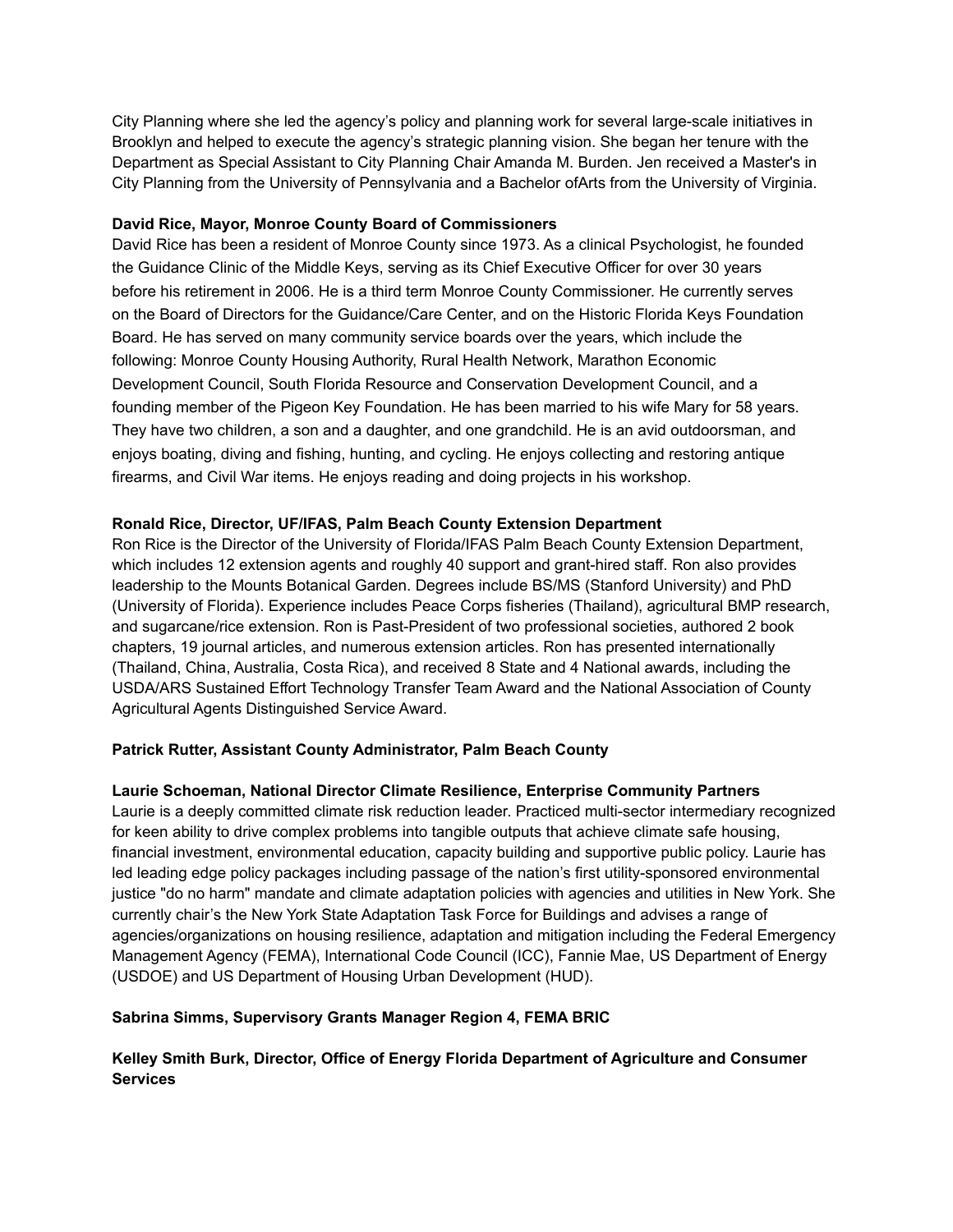City Planning where she led the agency's policy and planning work for several large-scale initiatives in Brooklyn and helped to execute the agency's strategic planning vision. She began her tenure with the Department as Special Assistant to City Planning Chair Amanda M. Burden. Jen received a Master's in City Planning from the University of Pennsylvania and a Bachelor ofArts from the University of Virginia.

**David Rice, Mayor, Monroe County Board of Commissioners**

David Rice has been a resident of Monroe County since 1973. As a clinical Psychologist, he founded the Guidance Clinic of the Middle Keys, serving as its Chief Executive Officer for over 30 years before his retirement in 2006. He is a third term Monroe County Commissioner. He currently serves on the Board of Directors for the Guidance/Care Center, and on the Historic Florida Keys Foundation Board. He has served on many community service boards over the years, which include the following: Monroe County Housing Authority, Rural Health Network, Marathon Economic Development Council, South Florida Resource and Conservation Development Council, and a founding member of the Pigeon Key Foundation. He has been married to his wife Mary for 58 years. They have two children, a son and a daughter, and one grandchild. He is an avid outdoorsman, and enjoys boating, diving and fishing, hunting, and cycling. He enjoys collecting and restoring antique firearms, and Civil War items. He enjoys reading and doing projects in his workshop.

**Ronald Rice, Director, UF/IFAS, Palm Beach County Extension Department**

Ron Rice is the Director of the University of Florida/IFAS Palm Beach County Extension Department, which includes 12 extension agents and roughly 40 support and grant-hired staff. Ron also provides leadership to the Mounts Botanical Garden. Degrees include BS/MS (Stanford University) and PhD (University of Florida). Experience includes Peace Corps fisheries (Thailand), agricultural BMP research, and sugarcane/rice extension. Ron is Past-President of two professional societies, authored 2 book chapters, 19 journal articles, and numerous extension articles. Ron has presented internationally (Thailand, China, Australia, Costa Rica), and received 8 State and 4 National awards, including the USDA/ARS Sustained Effort Technology Transfer Team Award and the National Association of County Agricultural Agents Distinguished Service Award.

**Patrick Rutter, Assistant County Administrator, Palm Beach County**

**Laurie Schoeman, National Director Climate Resilience, Enterprise Community Partners**

Laurie is a deeply committed climate risk reduction leader. Practiced multi-sector intermediary recognized for keen ability to drive complex problems into tangible outputs that achieve climate safe housing, financial investment, environmental education, capacity building and supportive public policy. Laurie has led leading edge policy packages including passage of the nation's first utility-sponsored environmental justice "do no harm" mandate and climate adaptation policies with agencies and utilities in New York. She currently chair's the New York State Adaptation Task Force for Buildings and advises a range of agencies/organizations on housing resilience, adaptation and mitigation including the Federal Emergency Management Agency (FEMA), International Code Council (ICC), Fannie Mae, US Department of Energy (USDOE) and US Department of Housing Urban Development (HUD).

**Sabrina Simms, Supervisory Grants Manager Region 4, FEMA BRIC**

**Kelley Smith Burk, Director, Office of Energy Florida Department of Agriculture and Consumer Services**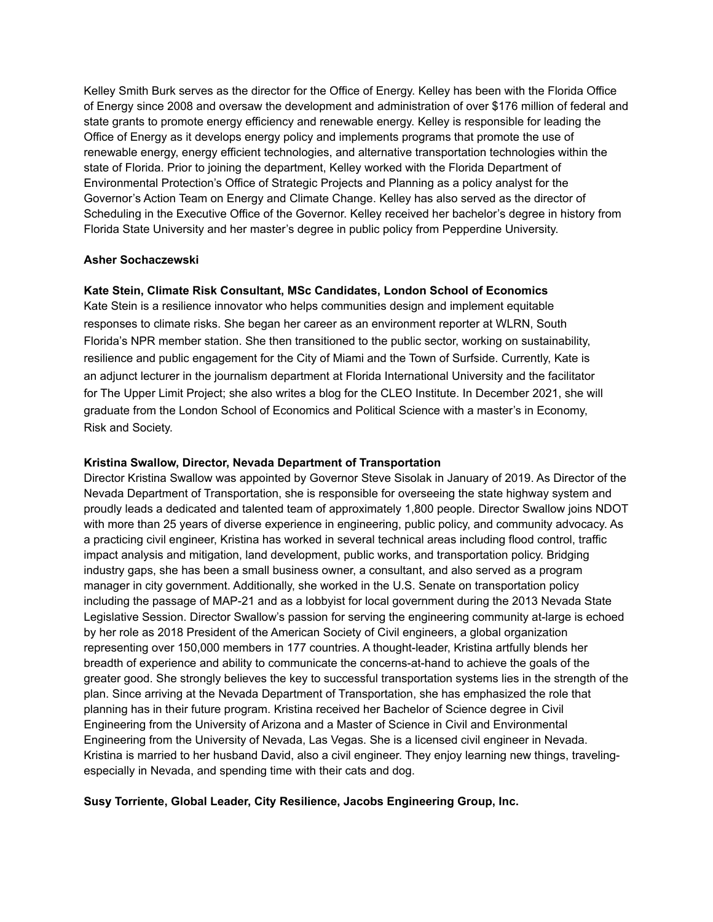Kelley Smith Burk serves as the director for the Office of Energy. Kelley has been with the Florida Office of Energy since 2008 and oversaw the development and administration of over $176 million of federal and state grants to promote energy efficiency and renewable energy. Kelley is responsible for leading the Office of Energy as it develops energy policy and implements programs that promote the use of renewable energy, energy efficient technologies, and alternative transportation technologies within the state of Florida. Prior to joining the department, Kelley worked with the Florida Department of Environmental Protection's Office of Strategic Projects and Planning as a policy analyst for the Governor's Action Team on Energy and Climate Change. Kelley has also served as the director of Scheduling in the Executive Office of the Governor. Kelley received her bachelor's degree in history from Florida State University and her master's degree in public policy from Pepperdine University.

**Asher Sochaczewski**

**Kate Stein, Climate Risk Consultant, MSc Candidates, London School of Economics**

Kate Stein is a resilience innovator who helps communities design and implement equitable responses to climate risks. She began her career as an environment reporter at WLRN, South Florida's NPR member station. She then transitioned to the public sector, working on sustainability, resilience and public engagement for the City of Miami and the Town of Surfside. Currently, Kate is an adjunct lecturer in the journalism department at Florida International University and the facilitator for The Upper Limit Project; she also writes a blog for the CLEO Institute. In December 2021, she will graduate from the London School of Economics and Political Science with a master's in Economy, Risk and Society.

**Kristina Swallow, Director, Nevada Department of Transportation**

Director Kristina Swallow was appointed by Governor Steve Sisolak in January of 2019. As Director of the Nevada Department of Transportation, she is responsible for overseeing the state highway system and proudly leads a dedicated and talented team of approximately 1,800 people. Director Swallow joins NDOT with more than 25 years of diverse experience in engineering, public policy, and community advocacy. As a practicing civil engineer, Kristina has worked in several technical areas including flood control, traffic impact analysis and mitigation, land development, public works, and transportation policy. Bridging industry gaps, she has been a small business owner, a consultant, and also served as a program manager in city government. Additionally, she worked in the U.S. Senate on transportation policy including the passage of MAP-21 and as a lobbyist for local government during the 2013 Nevada State Legislative Session. Director Swallow's passion for serving the engineering community at-large is echoed by her role as 2018 President of the American Society of Civil engineers, a global organization representing over 150,000 members in 177 countries. A thought-leader, Kristina artfully blends her breadth of experience and ability to communicate the concerns-at-hand to achieve the goals of the greater good. She strongly believes the key to successful transportation systems lies in the strength of the plan. Since arriving at the Nevada Department of Transportation, she has emphasized the role that planning has in their future program. Kristina received her Bachelor of Science degree in Civil Engineering from the University of Arizona and a Master of Science in Civil and Environmental Engineering from the University of Nevada, Las Vegas. She is a licensed civil engineer in Nevada. Kristina is married to her husband David, also a civil engineer. They enjoy learning new things, traveling- especially in Nevada, and spending time with their cats and dog.

**Susy Torriente, Global Leader, City Resilience, Jacobs Engineering Group, Inc.**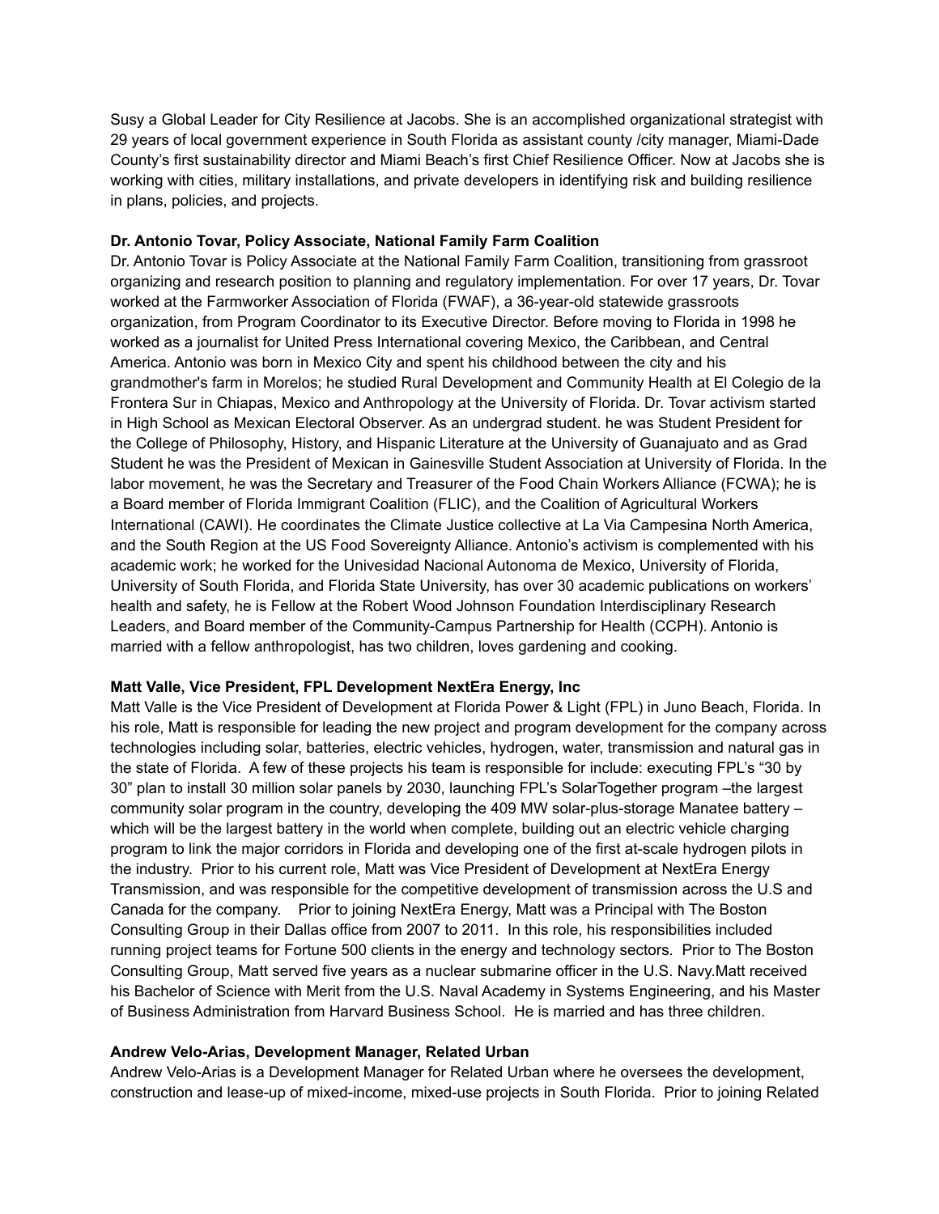Susy a Global Leader for City Resilience at Jacobs. She is an accomplished organizational strategist with 29 years of local government experience in South Florida as assistant county /city manager, Miami-Dade County's first sustainability director and Miami Beach's first Chief Resilience Officer. Now at Jacobs she is working with cities, military installations, and private developers in identifying risk and building resilience in plans, policies, and projects.

**Dr. Antonio Tovar, Policy Associate, National Family Farm Coalition**

Dr. Antonio Tovar is Policy Associate at the National Family Farm Coalition, transitioning from grassroot organizing and research position to planning and regulatory implementation. For over 17 years, Dr. Tovar worked at the Farmworker Association of Florida (FWAF), a 36-year-old statewide grassroots organization, from Program Coordinator to its Executive Director. Before moving to Florida in 1998 he worked as a journalist for United Press International covering Mexico, the Caribbean, and Central America. Antonio was born in Mexico City and spent his childhood between the city and his grandmother's farm in Morelos; he studied Rural Development and Community Health at El Colegio de la Frontera Sur in Chiapas, Mexico and Anthropology at the University of Florida. Dr. Tovar activism started in High School as Mexican Electoral Observer. As an undergrad student. he was Student President for the College of Philosophy, History, and Hispanic Literature at the University of Guanajuato and as Grad Student he was the President of Mexican in Gainesville Student Association at University of Florida. In the labor movement, he was the Secretary and Treasurer of the Food Chain Workers Alliance (FCWA); he is a Board member of Florida Immigrant Coalition (FLIC), and the Coalition of Agricultural Workers International (CAWI). He coordinates the Climate Justice collective at La Via Campesina North America, and the South Region at the US Food Sovereignty Alliance. Antonio's activism is complemented with his academic work; he worked for the Univesidad Nacional Autonoma de Mexico, University of Florida, University of South Florida, and Florida State University, has over 30 academic publications on workers' health and safety, he is Fellow at the Robert Wood Johnson Foundation Interdisciplinary Research Leaders, and Board member of the Community-Campus Partnership for Health (CCPH). Antonio is married with a fellow anthropologist, has two children, loves gardening and cooking.

**Matt Valle, Vice President, FPL Development NextEra Energy, Inc**

Matt Valle is the Vice President of Development at Florida Power & Light (FPL) in Juno Beach, Florida. In his role, Matt is responsible for leading the new project and program development for the company across technologies including solar, batteries, electric vehicles, hydrogen, water, transmission and natural gas in the state of Florida. A few of these projects his team is responsible for include: executing FPL's "30 by 30" plan to install 30 million solar panels by 2030, launching FPL's SolarTogether program –the largest community solar program in the country, developing the 409 MW solar-plus-storage Manatee battery – which will be the largest battery in the world when complete, building out an electric vehicle charging program to link the major corridors in Florida and developing one of the first at-scale hydrogen pilots in the industry. Prior to his current role, Matt was Vice President of Development at NextEra Energy Transmission, and was responsible for the competitive development of transmission across the U.S and Canada for the company. Prior to joining NextEra Energy, Matt was a Principal with The Boston Consulting Group in their Dallas office from 2007 to 2011. In this role, his responsibilities included running project teams for Fortune 500 clients in the energy and technology sectors. Prior to The Boston Consulting Group, Matt served five years as a nuclear submarine officer in the U.S. Navy.Matt received his Bachelor of Science with Merit from the U.S. Naval Academy in Systems Engineering, and his Master of Business Administration from Harvard Business School. He is married and has three children.

**Andrew Velo-Arias, Development Manager, Related Urban**

Andrew Velo-Arias is a Development Manager for Related Urban where he oversees the development, construction and lease-up of mixed-income, mixed-use projects in South Florida. Prior to joining Related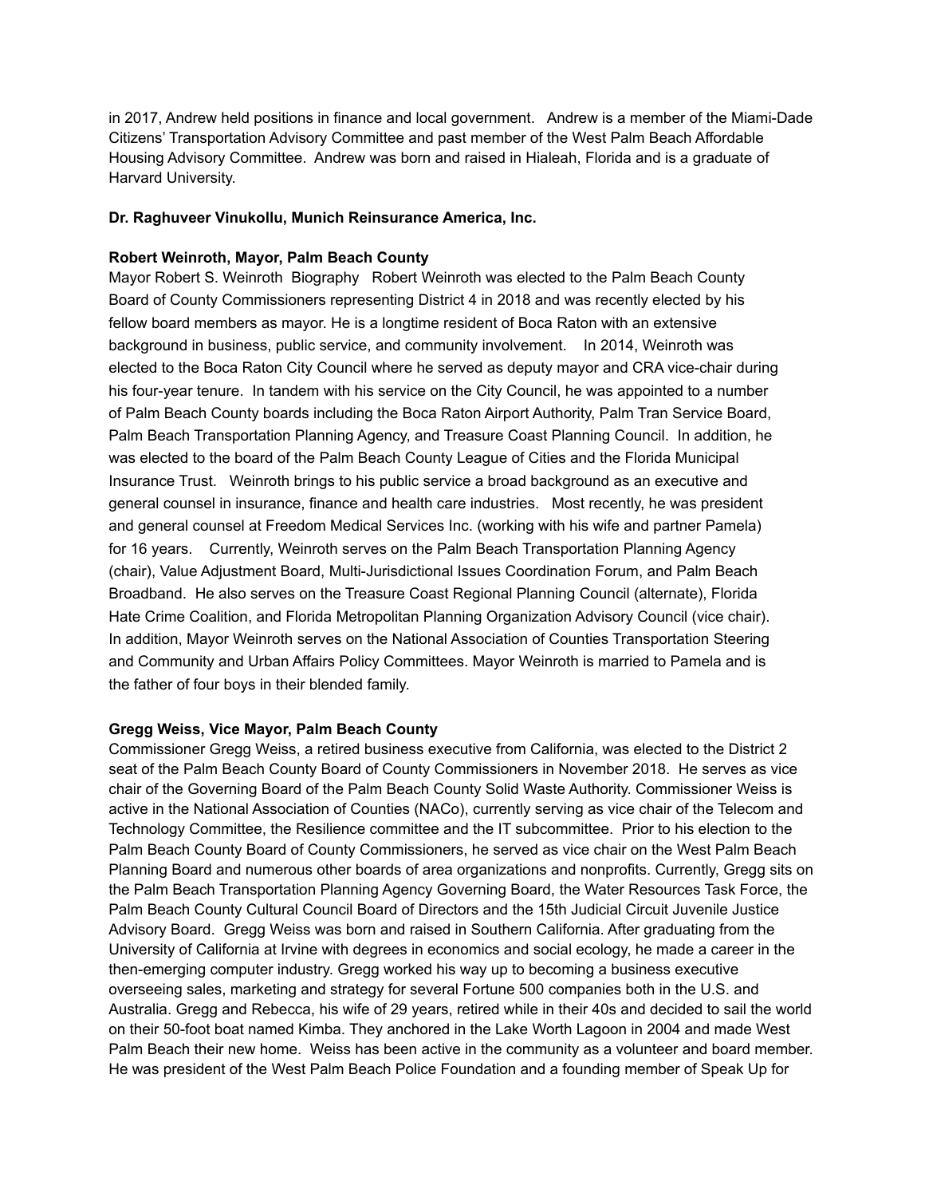in 2017, Andrew held positions in finance and local government. Andrew is a member of the Miami-Dade Citizens' Transportation Advisory Committee and past member of the West Palm Beach Affordable Housing Advisory Committee. Andrew was born and raised in Hialeah, Florida and is a graduate of Harvard University.

**Dr. Raghuveer Vinukollu, Munich Reinsurance America, Inc.**

**Robert Weinroth, Mayor, Palm Beach County**

Mayor Robert S. Weinroth Biography Robert Weinroth was elected to the Palm Beach County Board of County Commissioners representing District 4 in 2018 and was recently elected by his fellow board members as mayor. He is a longtime resident of Boca Raton with an extensive background in business, public service, and community involvement. In 2014, Weinroth was elected to the Boca Raton City Council where he served as deputy mayor and CRA vice-chair during his four-year tenure. In tandem with his service on the City Council, he was appointed to a number of Palm Beach County boards including the Boca Raton Airport Authority, Palm Tran Service Board, Palm Beach Transportation Planning Agency, and Treasure Coast Planning Council. In addition, he was elected to the board of the Palm Beach County League of Cities and the Florida Municipal Insurance Trust. Weinroth brings to his public service a broad background as an executive and general counsel in insurance, finance and health care industries. Most recently, he was president and general counsel at Freedom Medical Services Inc. (working with his wife and partner Pamela) for 16 years. Currently, Weinroth serves on the Palm Beach Transportation Planning Agency (chair), Value Adjustment Board, Multi-Jurisdictional Issues Coordination Forum, and Palm Beach Broadband. He also serves on the Treasure Coast Regional Planning Council (alternate), Florida Hate Crime Coalition, and Florida Metropolitan Planning Organization Advisory Council (vice chair). In addition, Mayor Weinroth serves on the National Association of Counties Transportation Steering and Community and Urban Affairs Policy Committees. Mayor Weinroth is married to Pamela and is the father of four boys in their blended family.

**Gregg Weiss, Vice Mayor, Palm Beach County**

Commissioner Gregg Weiss, a retired business executive from California, was elected to the District 2 seat of the Palm Beach County Board of County Commissioners in November 2018. He serves as vice chair of the Governing Board of the Palm Beach County Solid Waste Authority. Commissioner Weiss is active in the National Association of Counties (NACo), currently serving as vice chair of the Telecom and Technology Committee, the Resilience committee and the IT subcommittee. Prior to his election to the Palm Beach County Board of County Commissioners, he served as vice chair on the West Palm Beach Planning Board and numerous other boards of area organizations and nonprofits. Currently, Gregg sits on the Palm Beach Transportation Planning Agency Governing Board, the Water Resources Task Force, the Palm Beach County Cultural Council Board of Directors and the 15th Judicial Circuit Juvenile Justice Advisory Board. Gregg Weiss was born and raised in Southern California. After graduating from the University of California at Irvine with degrees in economics and social ecology, he made a career in the then-emerging computer industry. Gregg worked his way up to becoming a business executive overseeing sales, marketing and strategy for several Fortune 500 companies both in the U.S. and Australia. Gregg and Rebecca, his wife of 29 years, retired while in their 40s and decided to sail the world on their 50-foot boat named Kimba. They anchored in the Lake Worth Lagoon in 2004 and made West Palm Beach their new home. Weiss has been active in the community as a volunteer and board member. He was president of the West Palm Beach Police Foundation and a founding member of Speak Up for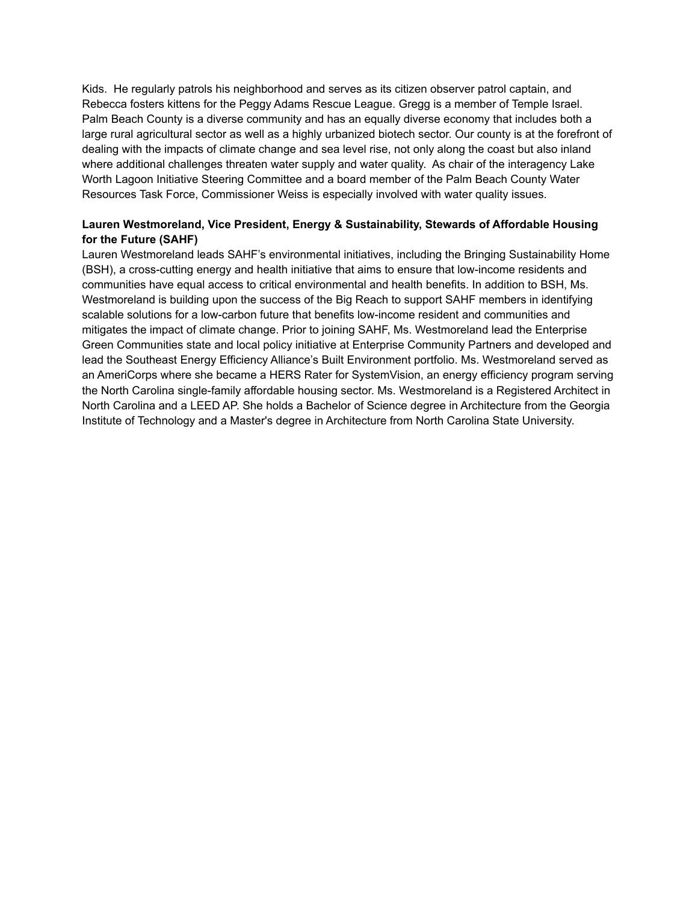Kids. He regularly patrols his neighborhood and serves as its citizen observer patrol captain, and Rebecca fosters kittens for the Peggy Adams Rescue League. Gregg is a member of Temple Israel. Palm Beach County is a diverse community and has an equally diverse economy that includes both a large rural agricultural sector as well as a highly urbanized biotech sector. Our county is at the forefront of dealing with the impacts of climate change and sea level rise, not only along the coast but also inland where additional challenges threaten water supply and water quality. As chair of the interagency Lake Worth Lagoon Initiative Steering Committee and a board member of the Palm Beach County Water Resources Task Force, Commissioner Weiss is especially involved with water quality issues.

**Lauren Westmoreland, Vice President, Energy & Sustainability, Stewards of Affordable Housing for the Future (SAHF)**

Lauren Westmoreland leads SAHF's environmental initiatives, including the Bringing Sustainability Home (BSH), a cross-cutting energy and health initiative that aims to ensure that low-income residents and communities have equal access to critical environmental and health benefits. In addition to BSH, Ms. Westmoreland is building upon the success of the Big Reach to support SAHF members in identifying scalable solutions for a low-carbon future that benefits low-income resident and communities and mitigates the impact of climate change. Prior to joining SAHF, Ms. Westmoreland lead the Enterprise Green Communities state and local policy initiative at Enterprise Community Partners and developed and lead the Southeast Energy Efficiency Alliance's Built Environment portfolio. Ms. Westmoreland served as an AmeriCorps where she became a HERS Rater for SystemVision, an energy efficiency program serving the North Carolina single-family affordable housing sector. Ms. Westmoreland is a Registered Architect in North Carolina and a LEED AP. She holds a Bachelor of Science degree in Architecture from the Georgia Institute of Technology and a Master's degree in Architecture from North Carolina State University.